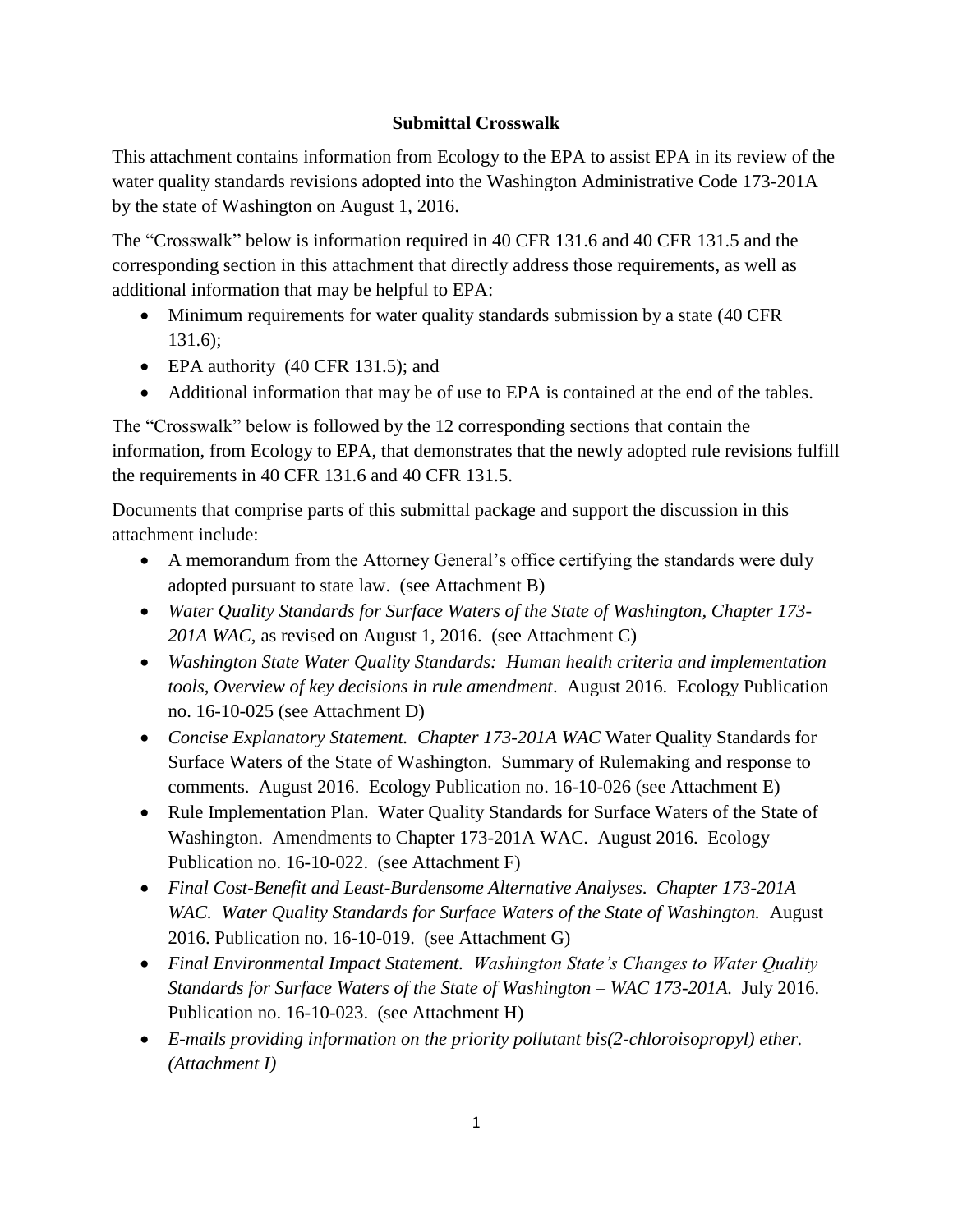# Submittal Crosswalk

This attachment contains information from Ecology to the EPA to assist EPA in its review of the water quality standards revisions adopted into the Washington Administrative Code 173-201A by the state of Washington on August 1, 2016.

The "Crosswalk" below is information required in 40 CFR 131.6 and 40 CFR 131.5 and the corresponding section in this attachment that directly address those requirements, as well as additional information that may be helpful to EPA:

- Minimum requirements for water quality standards submission by a state (40 CFR 131.6);
- EPA authority (40 CFR 131.5); and
- Additional information that may be of use to EPA is contained at the end of the tables.

The "Crosswalk" below is followed by the 12 corresponding sections that contain the information, from Ecology to EPA, that demonstrates that the newly adopted rule revisions fulfill the requirements in 40 CFR 131.6 and 40 CFR 131.5.

Documents that comprise parts of this submittal package and support the discussion in this attachment include:

- A memorandum from the Attorney General's office certifying the standards were duly adopted pursuant to state law. (see Attachment B)
- *Water Quality Standards for Surface Waters of the State of Washington, Chapter 173-201A WAC,* as revised on August 1, 2016. (see Attachment C)
- *Washington State Water Quality Standards: Human health criteria and implementation tools, Overview of key decisions in rule amendment*. August 2016. Ecology Publication no. 16-10-025 (see Attachment D)
- *Concise Explanatory Statement. Chapter 173-201A WAC* Water Quality Standards for Surface Waters of the State of Washington. Summary of Rulemaking and response to comments. August 2016. Ecology Publication no. 16-10-026 (see Attachment E)
- Rule Implementation Plan. Water Quality Standards for Surface Waters of the State of Washington. Amendments to Chapter 173-201A WAC. August 2016. Ecology Publication no. 16-10-022. (see Attachment F)
- *Final Cost-Benefit and Least-Burdensome Alternative Analyses. Chapter 173-201A WAC. Water Quality Standards for Surface Waters of the State of Washington.* August 2016. Publication no. 16-10-019. (see Attachment G)
- *Final Environmental Impact Statement. Washington State's Changes to Water Quality Standards for Surface Waters of the State of Washington – WAC 173-201A.* July 2016. Publication no. 16-10-023. (see Attachment H)
- *E-mails providing information on the priority pollutant bis(2-chloroisopropyl) ether. (Attachment I)*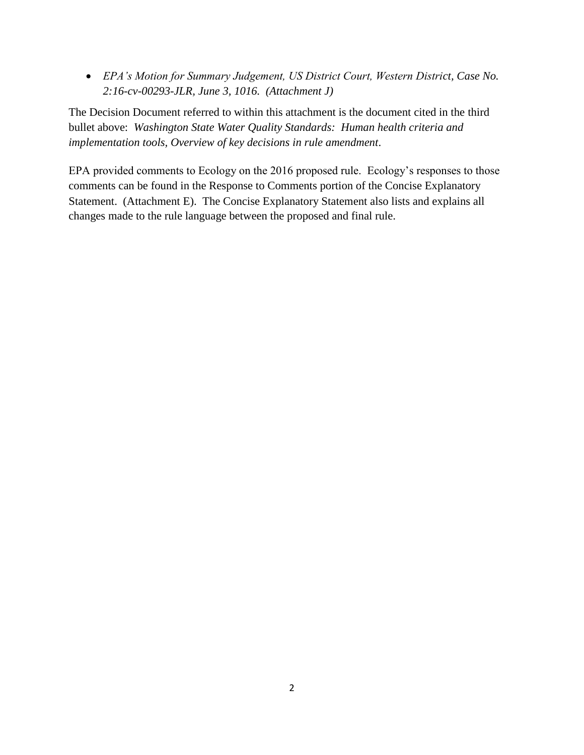- *EPA's Motion for Summary Judgement, US District Court, Western District, Case No. 2:16-cv-00293-JLR, June 3, 1016. (Attachment J)*

The Decision Document referred to within this attachment is the document cited in the third bullet above: *Washington State Water Quality Standards: Human health criteria and implementation tools, Overview of key decisions in rule amendment*.

EPA provided comments to Ecology on the 2016 proposed rule. Ecology's responses to those comments can be found in the Response to Comments portion of the Concise Explanatory Statement. (Attachment E). The Concise Explanatory Statement also lists and explains all changes made to the rule language between the proposed and final rule.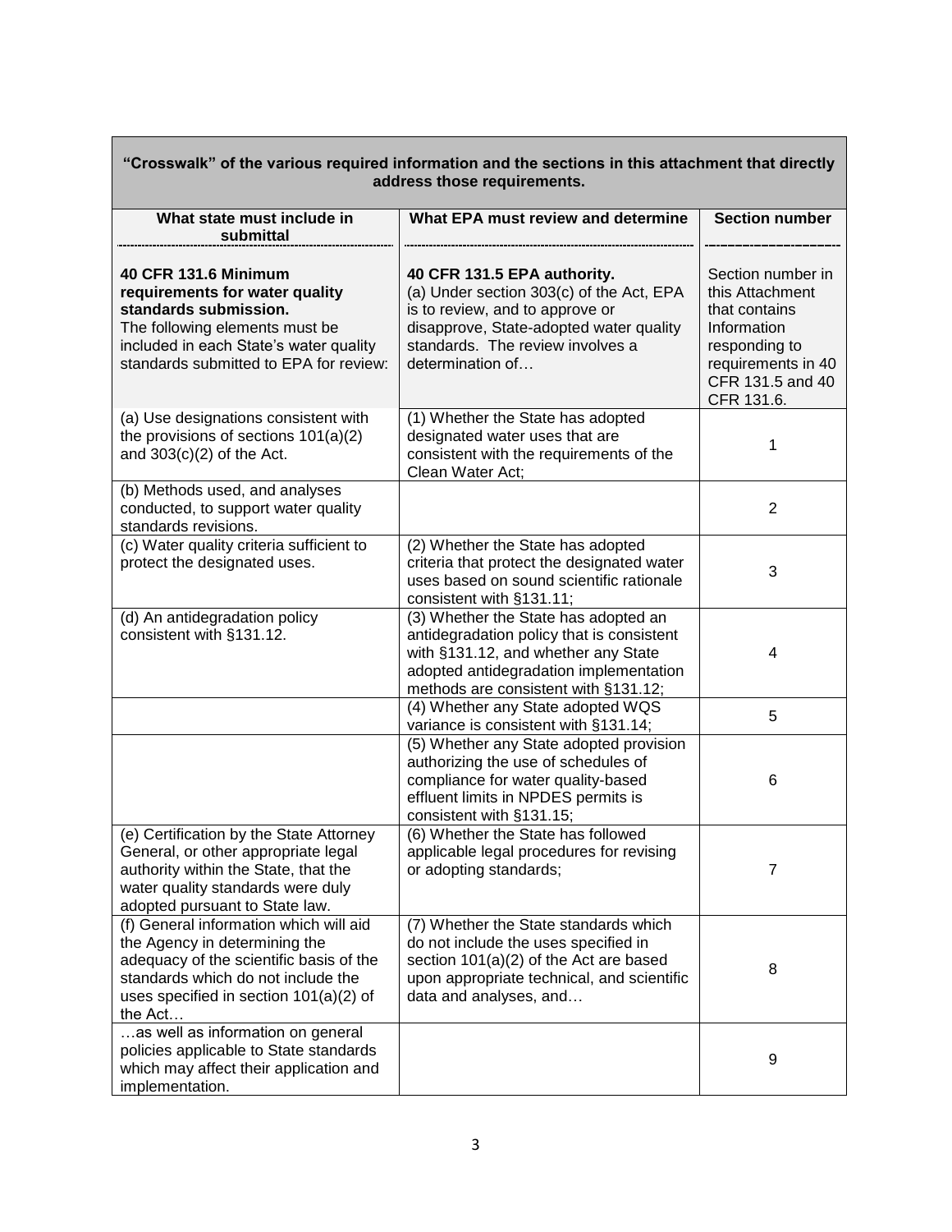| "Crosswalk" of the various required information and the sections in this attachment that directly address those requirements. | | |
|---|---|---|
| **What state must include in submittal** | **What EPA must review and determine** | **Section number** |
| **40 CFR 131.6 Minimum requirements for water quality standards submission.** The following elements must be included in each State's water quality standards submitted to EPA for review: | **40 CFR 131.5 EPA authority.** (a) Under section 303(c) of the Act, EPA is to review, and to approve or disapprove, State-adopted water quality standards. The review involves a determination of… | Section number in this Attachment that contains Information responding to requirements in 40 CFR 131.5 and 40 CFR 131.6. |
| (a) Use designations consistent with the provisions of sections 101(a)(2) and 303(c)(2) of the Act. | (1) Whether the State has adopted designated water uses that are consistent with the requirements of the Clean Water Act; | 1 |
| (b) Methods used, and analyses conducted, to support water quality standards revisions. | | 2 |
| (c) Water quality criteria sufficient to protect the designated uses. | (2) Whether the State has adopted criteria that protect the designated water uses based on sound scientific rationale consistent with §131.11; | 3 |
| (d) An antidegradation policy consistent with §131.12. | (3) Whether the State has adopted an antidegradation policy that is consistent with §131.12, and whether any State adopted antidegradation implementation methods are consistent with §131.12; | 4 |
| | (4) Whether any State adopted WQS variance is consistent with §131.14; | 5 |
| | (5) Whether any State adopted provision authorizing the use of schedules of compliance for water quality-based effluent limits in NPDES permits is consistent with §131.15; | 6 |
| (e) Certification by the State Attorney General, or other appropriate legal authority within the State, that the water quality standards were duly adopted pursuant to State law. | (6) Whether the State has followed applicable legal procedures for revising or adopting standards; | 7 |
| (f) General information which will aid the Agency in determining the adequacy of the scientific basis of the standards which do not include the uses specified in section 101(a)(2) of the Act… | (7) Whether the State standards which do not include the uses specified in section 101(a)(2) of the Act are based upon appropriate technical, and scientific data and analyses, and… | 8 |
| …as well as information on general policies applicable to State standards which may affect their application and implementation. | | 9 |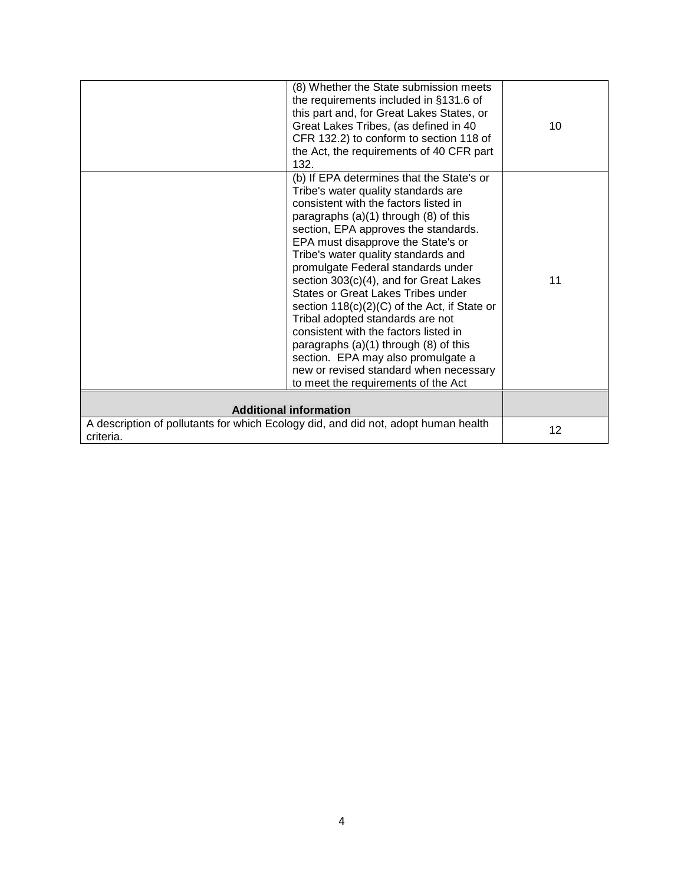| | | |
|---|---|---|
| | (8) Whether the State submission meets the requirements included in §131.6 of this part and, for Great Lakes States, or Great Lakes Tribes, (as defined in 40 CFR 132.2) to conform to section 118 of the Act, the requirements of 40 CFR part 132. | 10 |
| | (b) If EPA determines that the State's or Tribe's water quality standards are consistent with the factors listed in paragraphs (a)(1) through (8) of this section, EPA approves the standards. EPA must disapprove the State's or Tribe's water quality standards and promulgate Federal standards under section 303(c)(4), and for Great Lakes States or Great Lakes Tribes under section 118(c)(2)(C) of the Act, if State or Tribal adopted standards are not consistent with the factors listed in paragraphs (a)(1) through (8) of this section. EPA may also promulgate a new or revised standard when necessary to meet the requirements of the Act | 11 |
| **Additional information** | | |
| A description of pollutants for which Ecology did, and did not, adopt human health criteria. | | 12 |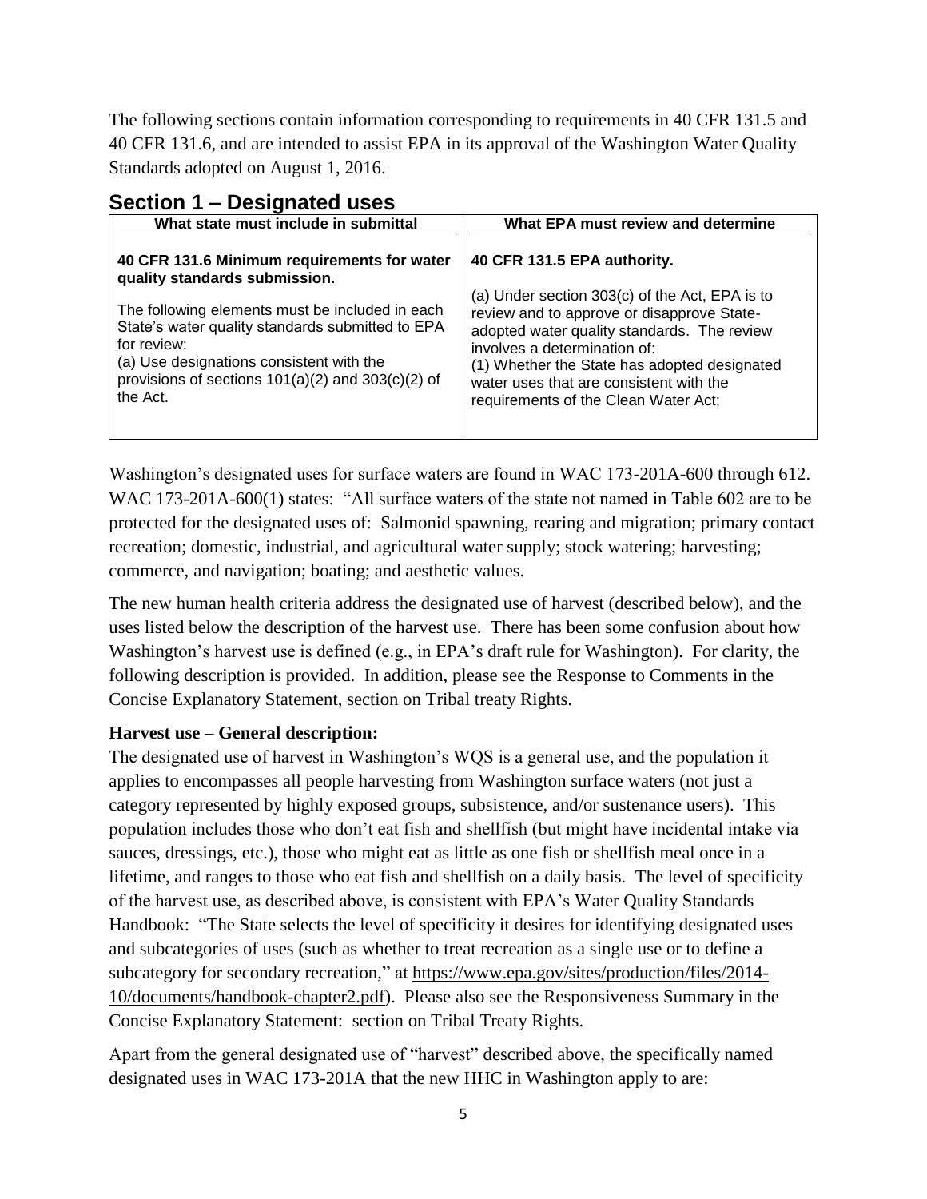The following sections contain information corresponding to requirements in 40 CFR 131.5 and 40 CFR 131.6, and are intended to assist EPA in its approval of the Washington Water Quality Standards adopted on August 1, 2016.

## Section 1 – Designated uses

| What state must include in submittal | What EPA must review and determine |
|---|---|
| **40 CFR 131.6 Minimum requirements for water quality standards submission.**<br><br>The following elements must be included in each State's water quality standards submitted to EPA for review:<br>(a) Use designations consistent with the provisions of sections 101(a)(2) and 303(c)(2) of the Act. | **40 CFR 131.5 EPA authority.**<br><br>(a) Under section 303(c) of the Act, EPA is to review and to approve or disapprove State-adopted water quality standards. The review involves a determination of:<br>(1) Whether the State has adopted designated water uses that are consistent with the requirements of the Clean Water Act; |

Washington's designated uses for surface waters are found in WAC 173-201A-600 through 612. WAC 173-201A-600(1) states: "All surface waters of the state not named in Table 602 are to be protected for the designated uses of: Salmonid spawning, rearing and migration; primary contact recreation; domestic, industrial, and agricultural water supply; stock watering; harvesting; commerce, and navigation; boating; and aesthetic values.

The new human health criteria address the designated use of harvest (described below), and the uses listed below the description of the harvest use. There has been some confusion about how Washington's harvest use is defined (e.g., in EPA's draft rule for Washington). For clarity, the following description is provided. In addition, please see the Response to Comments in the Concise Explanatory Statement, section on Tribal treaty Rights.

**Harvest use – General description:**

The designated use of harvest in Washington's WQS is a general use, and the population it applies to encompasses all people harvesting from Washington surface waters (not just a category represented by highly exposed groups, subsistence, and/or sustenance users). This population includes those who don't eat fish and shellfish (but might have incidental intake via sauces, dressings, etc.), those who might eat as little as one fish or shellfish meal once in a lifetime, and ranges to those who eat fish and shellfish on a daily basis. The level of specificity of the harvest use, as described above, is consistent with EPA's Water Quality Standards Handbook: "The State selects the level of specificity it desires for identifying designated uses and subcategories of uses (such as whether to treat recreation as a single use or to define a subcategory for secondary recreation," at https://www.epa.gov/sites/production/files/2014-10/documents/handbook-chapter2.pdf). Please also see the Responsiveness Summary in the Concise Explanatory Statement: section on Tribal Treaty Rights.

Apart from the general designated use of "harvest" described above, the specifically named designated uses in WAC 173-201A that the new HHC in Washington apply to are: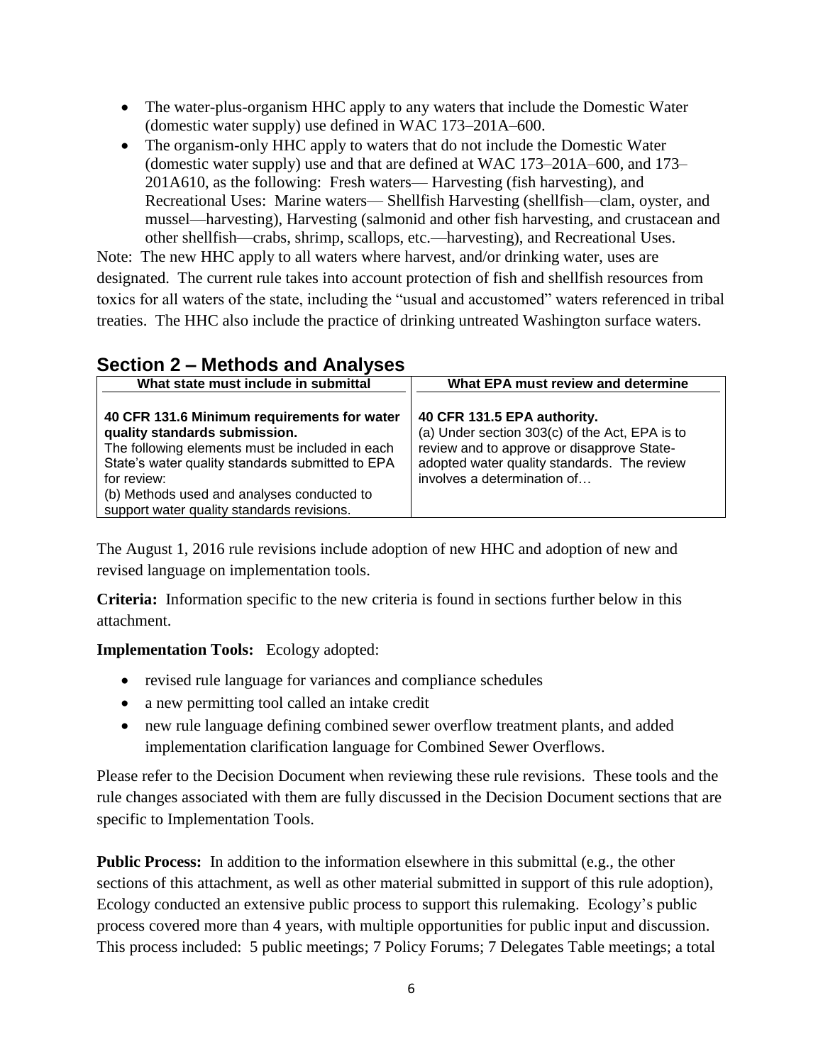- The water-plus-organism HHC apply to any waters that include the Domestic Water (domestic water supply) use defined in WAC 173–201A–600.
- The organism-only HHC apply to waters that do not include the Domestic Water (domestic water supply) use and that are defined at WAC 173–201A–600, and 173–201A610, as the following: Fresh waters— Harvesting (fish harvesting), and Recreational Uses: Marine waters— Shellfish Harvesting (shellfish—clam, oyster, and mussel—harvesting), Harvesting (salmonid and other fish harvesting, and crustacean and other shellfish—crabs, shrimp, scallops, etc.—harvesting), and Recreational Uses.

Note: The new HHC apply to all waters where harvest, and/or drinking water, uses are designated. The current rule takes into account protection of fish and shellfish resources from toxics for all waters of the state, including the "usual and accustomed" waters referenced in tribal treaties. The HHC also include the practice of drinking untreated Washington surface waters.

## Section 2 – Methods and Analyses

| What state must include in submittal | What EPA must review and determine |
|---|---|
| **40 CFR 131.6 Minimum requirements for water quality standards submission.** The following elements must be included in each State's water quality standards submitted to EPA for review: (b) Methods used and analyses conducted to support water quality standards revisions. | **40 CFR 131.5 EPA authority.** (a) Under section 303(c) of the Act, EPA is to review and to approve or disapprove State-adopted water quality standards. The review involves a determination of… |

The August 1, 2016 rule revisions include adoption of new HHC and adoption of new and revised language on implementation tools.

**Criteria:** Information specific to the new criteria is found in sections further below in this attachment.

**Implementation Tools:** Ecology adopted:

- revised rule language for variances and compliance schedules
- a new permitting tool called an intake credit
- new rule language defining combined sewer overflow treatment plants, and added implementation clarification language for Combined Sewer Overflows.

Please refer to the Decision Document when reviewing these rule revisions. These tools and the rule changes associated with them are fully discussed in the Decision Document sections that are specific to Implementation Tools.

**Public Process:** In addition to the information elsewhere in this submittal (e.g., the other sections of this attachment, as well as other material submitted in support of this rule adoption), Ecology conducted an extensive public process to support this rulemaking. Ecology's public process covered more than 4 years, with multiple opportunities for public input and discussion. This process included: 5 public meetings; 7 Policy Forums; 7 Delegates Table meetings; a total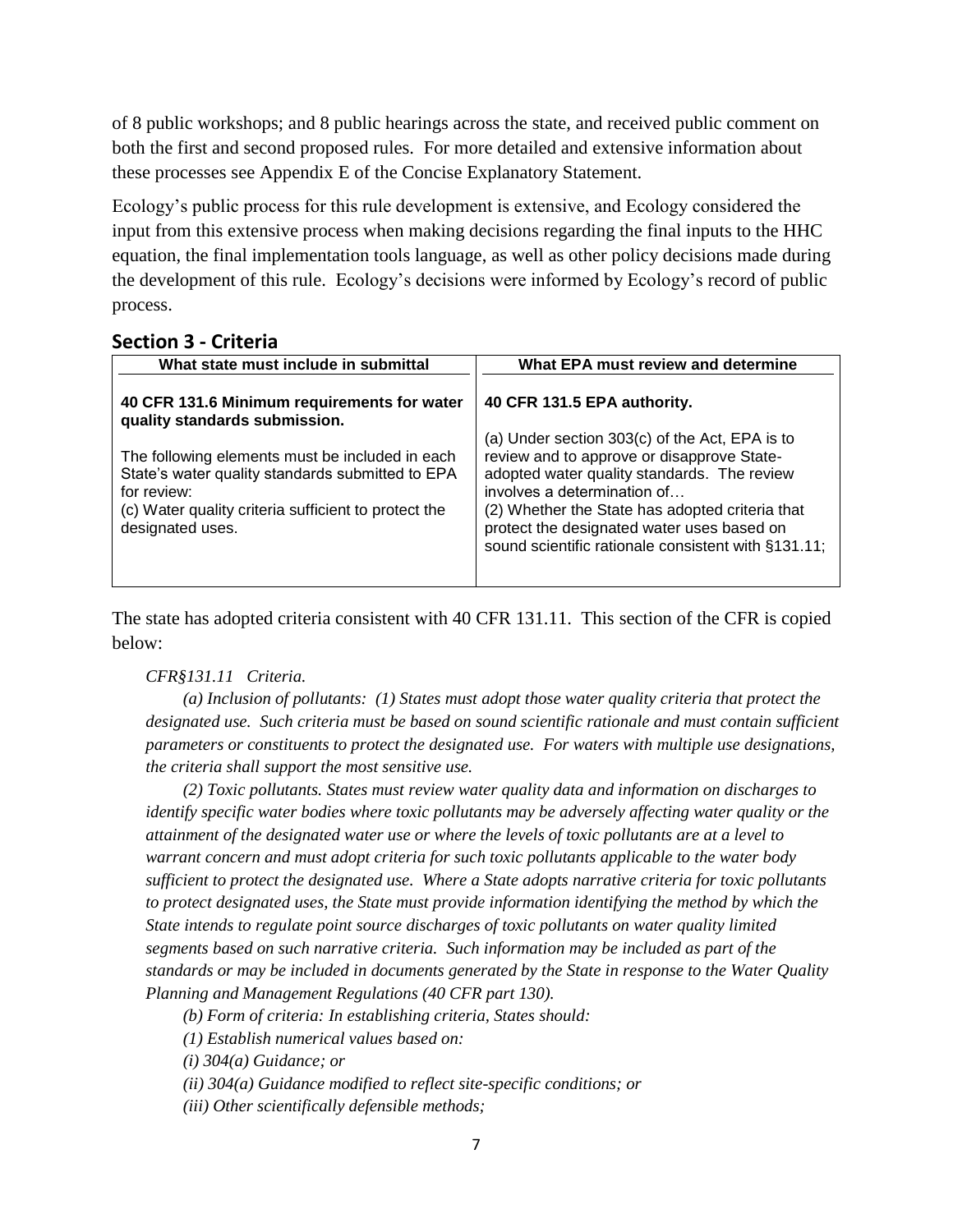of 8 public workshops; and 8 public hearings across the state, and received public comment on both the first and second proposed rules. For more detailed and extensive information about these processes see Appendix E of the Concise Explanatory Statement.

Ecology's public process for this rule development is extensive, and Ecology considered the input from this extensive process when making decisions regarding the final inputs to the HHC equation, the final implementation tools language, as well as other policy decisions made during the development of this rule. Ecology's decisions were informed by Ecology's record of public process.

## Section 3 - Criteria

| What state must include in submittal | What EPA must review and determine |
| --- | --- |
| **40 CFR 131.6 Minimum requirements for water quality standards submission.**<br><br>The following elements must be included in each State's water quality standards submitted to EPA for review:<br>(c) Water quality criteria sufficient to protect the designated uses. | **40 CFR 131.5 EPA authority.**<br><br>(a) Under section 303(c) of the Act, EPA is to review and to approve or disapprove State-adopted water quality standards. The review involves a determination of…<br>(2) Whether the State has adopted criteria that protect the designated water uses based on sound scientific rationale consistent with §131.11; |

The state has adopted criteria consistent with 40 CFR 131.11. This section of the CFR is copied below:

*CFR§131.11 Criteria.*

*(a) Inclusion of pollutants: (1) States must adopt those water quality criteria that protect the designated use. Such criteria must be based on sound scientific rationale and must contain sufficient parameters or constituents to protect the designated use. For waters with multiple use designations, the criteria shall support the most sensitive use.*

*(2) Toxic pollutants. States must review water quality data and information on discharges to identify specific water bodies where toxic pollutants may be adversely affecting water quality or the attainment of the designated water use or where the levels of toxic pollutants are at a level to warrant concern and must adopt criteria for such toxic pollutants applicable to the water body sufficient to protect the designated use. Where a State adopts narrative criteria for toxic pollutants to protect designated uses, the State must provide information identifying the method by which the State intends to regulate point source discharges of toxic pollutants on water quality limited segments based on such narrative criteria. Such information may be included as part of the standards or may be included in documents generated by the State in response to the Water Quality Planning and Management Regulations (40 CFR part 130).*

*(b) Form of criteria: In establishing criteria, States should:*

*(1) Establish numerical values based on:*

*(i) 304(a) Guidance; or*

*(ii) 304(a) Guidance modified to reflect site-specific conditions; or*

*(iii) Other scientifically defensible methods;*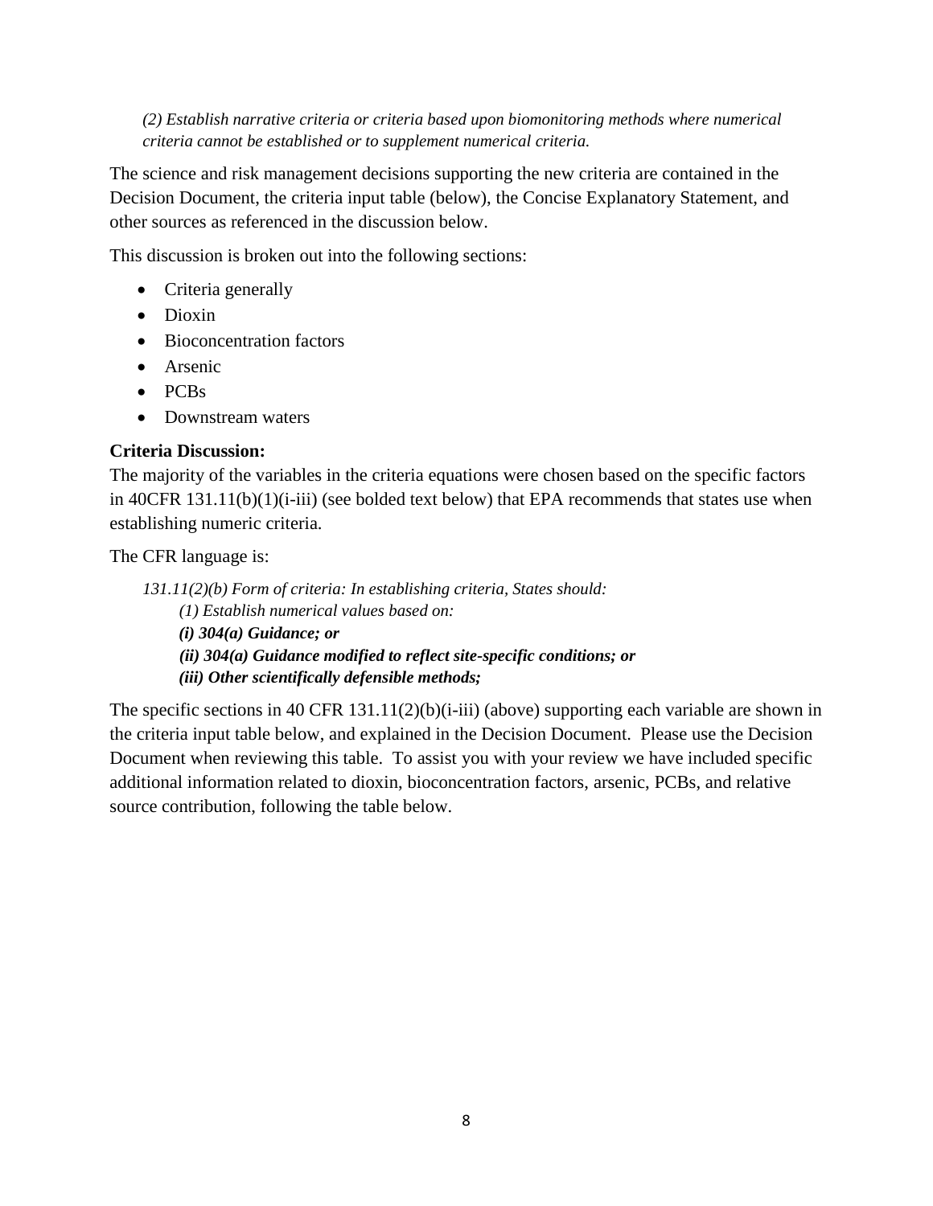*(2) Establish narrative criteria or criteria based upon biomonitoring methods where numerical criteria cannot be established or to supplement numerical criteria.*

The science and risk management decisions supporting the new criteria are contained in the Decision Document, the criteria input table (below), the Concise Explanatory Statement, and other sources as referenced in the discussion below.

This discussion is broken out into the following sections:

- Criteria generally
- Dioxin
- Bioconcentration factors
- Arsenic
- PCBs
- Downstream waters

**Criteria Discussion:**

The majority of the variables in the criteria equations were chosen based on the specific factors in 40CFR 131.11(b)(1)(i-iii) (see bolded text below) that EPA recommends that states use when establishing numeric criteria.

The CFR language is:

> *131.11(2)(b) Form of criteria: In establishing criteria, States should:*
>
> *(1) Establish numerical values based on:*
>
> ***(i) 304(a) Guidance; or***
>
> ***(ii) 304(a) Guidance modified to reflect site-specific conditions; or***
>
> ***(iii) Other scientifically defensible methods;***

The specific sections in 40 CFR 131.11(2)(b)(i-iii) (above) supporting each variable are shown in the criteria input table below, and explained in the Decision Document. Please use the Decision Document when reviewing this table. To assist you with your review we have included specific additional information related to dioxin, bioconcentration factors, arsenic, PCBs, and relative source contribution, following the table below.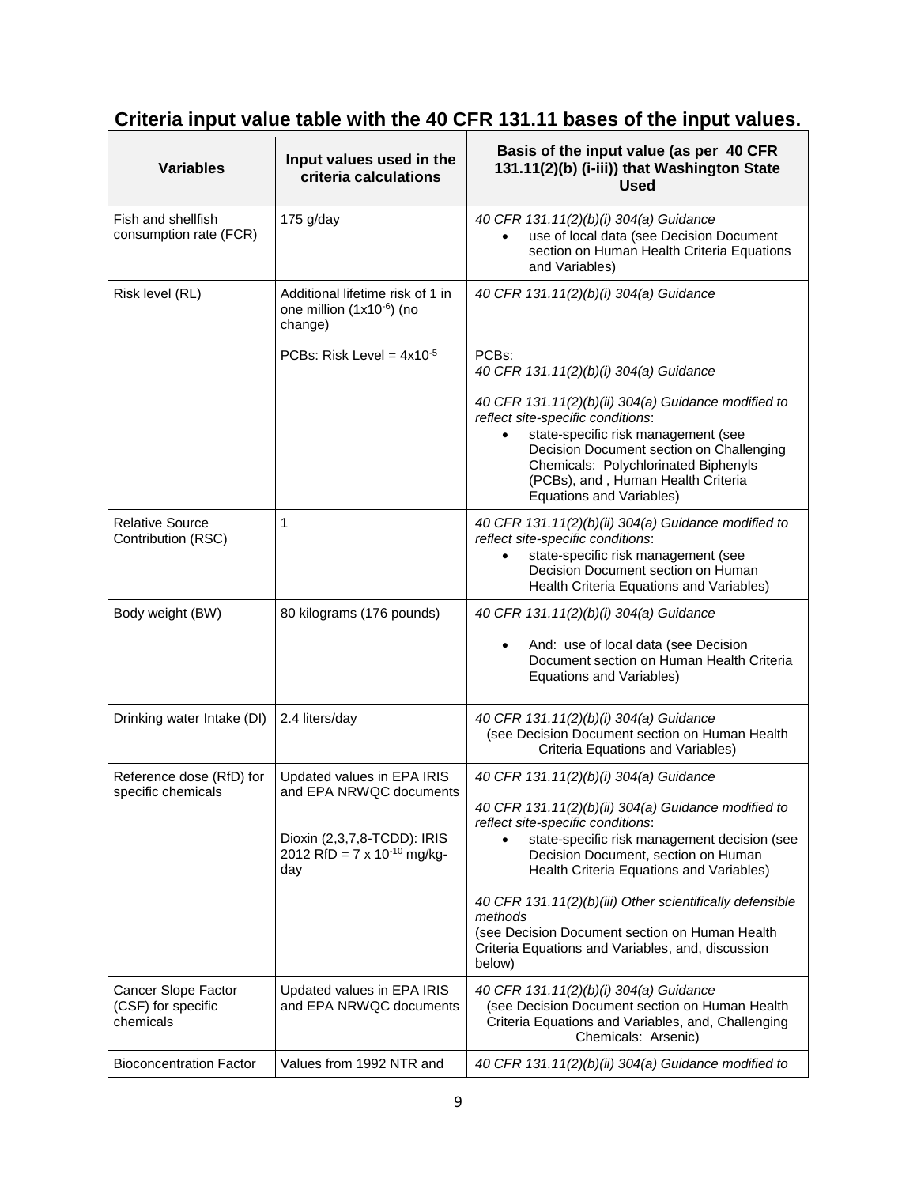## Criteria input value table with the 40 CFR 131.11 bases of the input values.

| Variables | Input values used in the criteria calculations | Basis of the input value (as per 40 CFR 131.11(2)(b) (i-iii)) that Washington State Used |
|---|---|---|
| Fish and shellfish consumption rate (FCR) | 175 g/day | *40 CFR 131.11(2)(b)(i) 304(a) Guidance*<br>• use of local data (see Decision Document section on Human Health Criteria Equations and Variables) |
| Risk level (RL) | Additional lifetime risk of 1 in one million ($1x10^{-6}$) (no change)<br><br>PCBs: Risk Level = $4x10^{-5}$ | *40 CFR 131.11(2)(b)(i) 304(a) Guidance*<br><br>PCBs:<br>*40 CFR 131.11(2)(b)(i) 304(a) Guidance*<br><br>*40 CFR 131.11(2)(b)(ii) 304(a) Guidance modified to reflect site-specific conditions*:<br>• state-specific risk management (see Decision Document section on Challenging Chemicals: Polychlorinated Biphenyls (PCBs), and , Human Health Criteria Equations and Variables) |
| Relative Source Contribution (RSC) | 1 | *40 CFR 131.11(2)(b)(ii) 304(a) Guidance modified to reflect site-specific conditions*:<br>• state-specific risk management (see Decision Document section on Human Health Criteria Equations and Variables) |
| Body weight (BW) | 80 kilograms (176 pounds) | *40 CFR 131.11(2)(b)(i) 304(a) Guidance*<br><br>• And: use of local data (see Decision Document section on Human Health Criteria Equations and Variables) |
| Drinking water Intake (DI) | 2.4 liters/day | *40 CFR 131.11(2)(b)(i) 304(a) Guidance*<br>(see Decision Document section on Human Health Criteria Equations and Variables) |
| Reference dose (RfD) for specific chemicals | Updated values in EPA IRIS and EPA NRWQC documents<br><br>Dioxin (2,3,7,8-TCDD): IRIS 2012 RfD = $7 \times 10^{-10}$ mg/kg-day | *40 CFR 131.11(2)(b)(i) 304(a) Guidance*<br><br>*40 CFR 131.11(2)(b)(ii) 304(a) Guidance modified to reflect site-specific conditions*:<br>• state-specific risk management decision (see Decision Document, section on Human Health Criteria Equations and Variables)<br><br>*40 CFR 131.11(2)(b)(iii) Other scientifically defensible methods*<br>(see Decision Document section on Human Health Criteria Equations and Variables, and, discussion below) |
| Cancer Slope Factor (CSF) for specific chemicals | Updated values in EPA IRIS and EPA NRWQC documents | *40 CFR 131.11(2)(b)(i) 304(a) Guidance*<br>(see Decision Document section on Human Health Criteria Equations and Variables, and, Challenging Chemicals: Arsenic) |
| Bioconcentration Factor | Values from 1992 NTR and | *40 CFR 131.11(2)(b)(ii) 304(a) Guidance modified to* |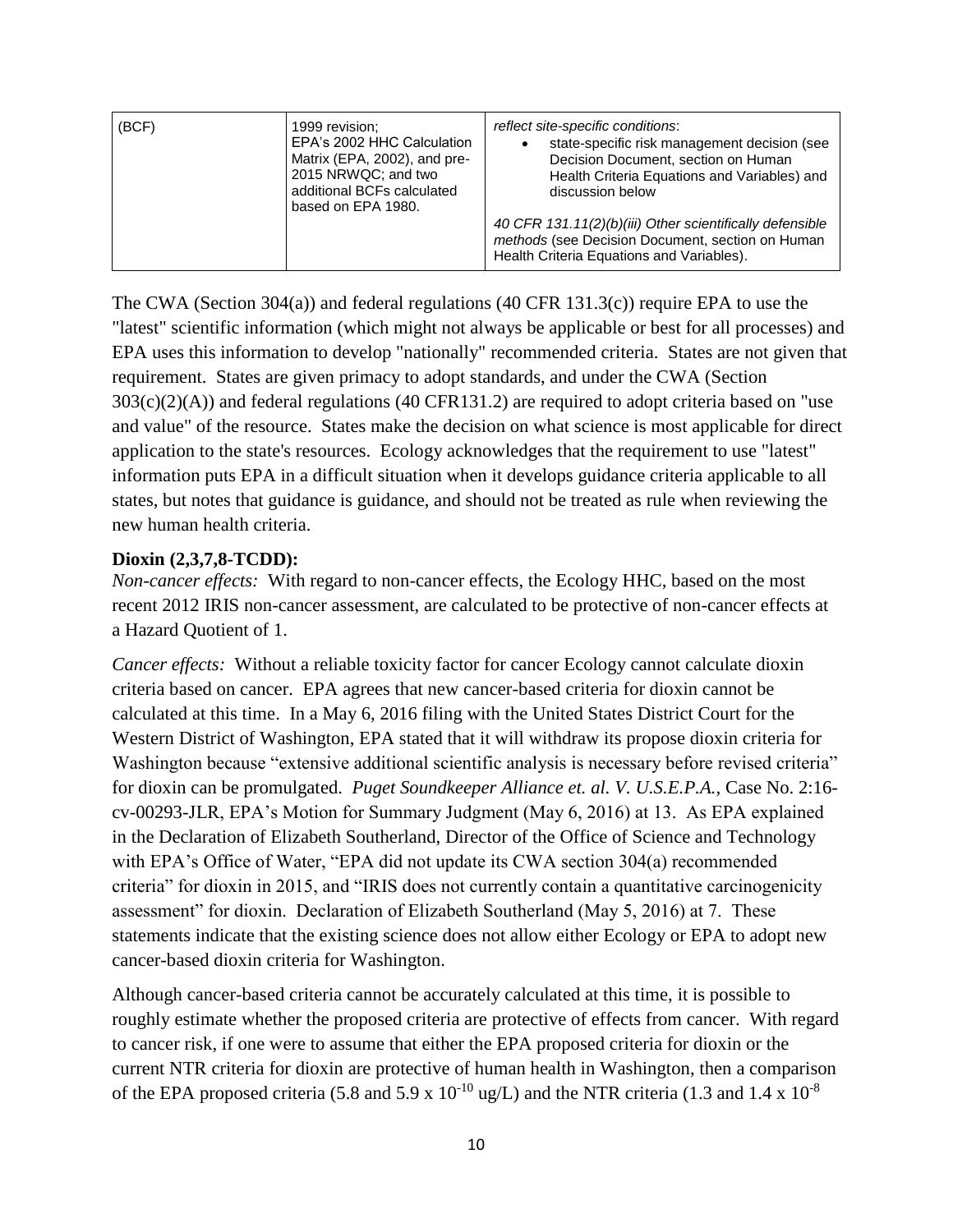| (BCF) | 1999 revision; EPA's 2002 HHC Calculation Matrix (EPA, 2002), and pre-2015 NRWQC; and two additional BCFs calculated based on EPA 1980. | *reflect site-specific conditions*:<br>• state-specific risk management decision (see Decision Document, section on Human Health Criteria Equations and Variables) and discussion below<br><br>*40 CFR 131.11(2)(b)(iii) Other scientifically defensible methods* (see Decision Document, section on Human Health Criteria Equations and Variables). |
|---|---|---|

The CWA (Section 304(a)) and federal regulations (40 CFR 131.3(c)) require EPA to use the "latest" scientific information (which might not always be applicable or best for all processes) and EPA uses this information to develop "nationally" recommended criteria. States are not given that requirement. States are given primacy to adopt standards, and under the CWA (Section 303(c)(2)(A)) and federal regulations (40 CFR131.2) are required to adopt criteria based on "use and value" of the resource. States make the decision on what science is most applicable for direct application to the state's resources. Ecology acknowledges that the requirement to use "latest" information puts EPA in a difficult situation when it develops guidance criteria applicable to all states, but notes that guidance is guidance, and should not be treated as rule when reviewing the new human health criteria.

**Dioxin (2,3,7,8-TCDD):**

*Non-cancer effects:* With regard to non-cancer effects, the Ecology HHC, based on the most recent 2012 IRIS non-cancer assessment, are calculated to be protective of non-cancer effects at a Hazard Quotient of 1.

*Cancer effects:* Without a reliable toxicity factor for cancer Ecology cannot calculate dioxin criteria based on cancer. EPA agrees that new cancer-based criteria for dioxin cannot be calculated at this time. In a May 6, 2016 filing with the United States District Court for the Western District of Washington, EPA stated that it will withdraw its propose dioxin criteria for Washington because "extensive additional scientific analysis is necessary before revised criteria" for dioxin can be promulgated. *Puget Soundkeeper Alliance et. al. V. U.S.E.P.A.*, Case No. 2:16-cv-00293-JLR, EPA's Motion for Summary Judgment (May 6, 2016) at 13. As EPA explained in the Declaration of Elizabeth Southerland, Director of the Office of Science and Technology with EPA's Office of Water, "EPA did not update its CWA section 304(a) recommended criteria" for dioxin in 2015, and "IRIS does not currently contain a quantitative carcinogenicity assessment" for dioxin. Declaration of Elizabeth Southerland (May 5, 2016) at 7. These statements indicate that the existing science does not allow either Ecology or EPA to adopt new cancer-based dioxin criteria for Washington.

Although cancer-based criteria cannot be accurately calculated at this time, it is possible to roughly estimate whether the proposed criteria are protective of effects from cancer. With regard to cancer risk, if one were to assume that either the EPA proposed criteria for dioxin or the current NTR criteria for dioxin are protective of human health in Washington, then a comparison of the EPA proposed criteria (5.8 and 5.9 x $10^{-10}$ ug/L) and the NTR criteria (1.3 and 1.4 x $10^{-8}$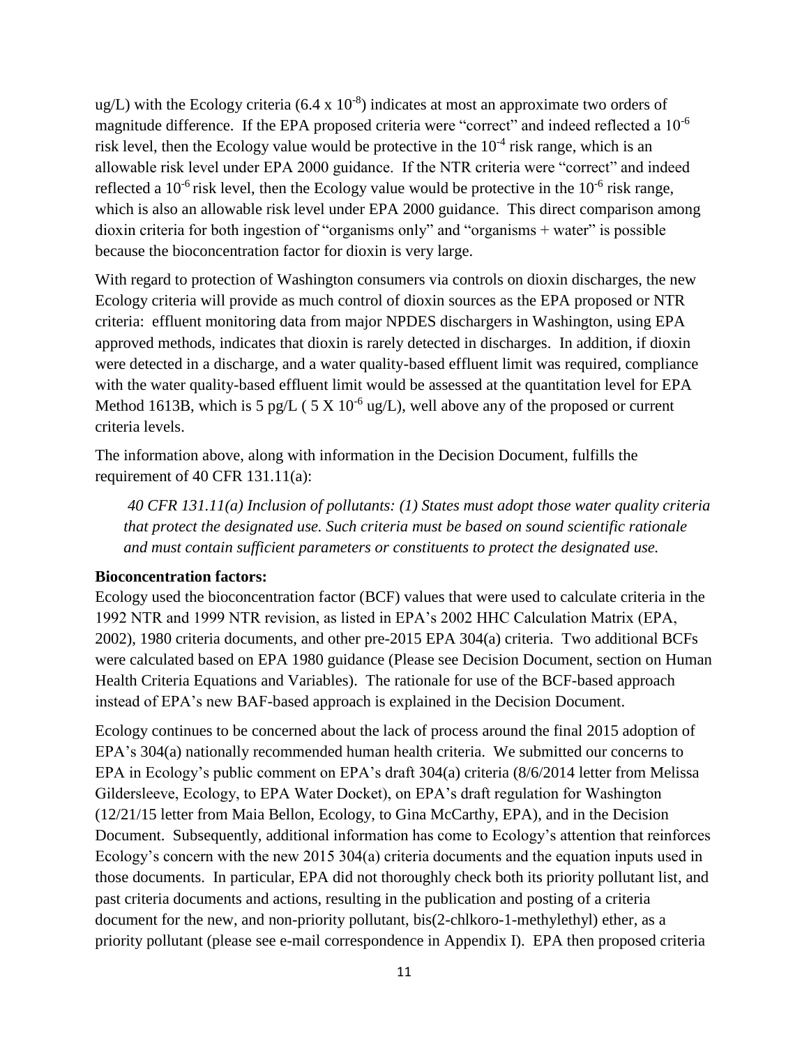ug/L) with the Ecology criteria ($6.4 \times 10^{-8}$) indicates at most an approximate two orders of magnitude difference. If the EPA proposed criteria were "correct" and indeed reflected a $10^{-6}$ risk level, then the Ecology value would be protective in the $10^{-4}$ risk range, which is an allowable risk level under EPA 2000 guidance. If the NTR criteria were "correct" and indeed reflected a $10^{-6}$ risk level, then the Ecology value would be protective in the $10^{-6}$ risk range, which is also an allowable risk level under EPA 2000 guidance. This direct comparison among dioxin criteria for both ingestion of "organisms only" and "organisms + water" is possible because the bioconcentration factor for dioxin is very large.

With regard to protection of Washington consumers via controls on dioxin discharges, the new Ecology criteria will provide as much control of dioxin sources as the EPA proposed or NTR criteria: effluent monitoring data from major NPDES dischargers in Washington, using EPA approved methods, indicates that dioxin is rarely detected in discharges. In addition, if dioxin were detected in a discharge, and a water quality-based effluent limit was required, compliance with the water quality-based effluent limit would be assessed at the quantitation level for EPA Method 1613B, which is 5 pg/L ( $5 \text{ X } 10^{-6}$ ug/L), well above any of the proposed or current criteria levels.

The information above, along with information in the Decision Document, fulfills the requirement of 40 CFR 131.11(a):

> *40 CFR 131.11(a) Inclusion of pollutants: (1) States must adopt those water quality criteria that protect the designated use. Such criteria must be based on sound scientific rationale and must contain sufficient parameters or constituents to protect the designated use.*

**Bioconcentration factors:**

Ecology used the bioconcentration factor (BCF) values that were used to calculate criteria in the 1992 NTR and 1999 NTR revision, as listed in EPA's 2002 HHC Calculation Matrix (EPA, 2002), 1980 criteria documents, and other pre-2015 EPA 304(a) criteria. Two additional BCFs were calculated based on EPA 1980 guidance (Please see Decision Document, section on Human Health Criteria Equations and Variables). The rationale for use of the BCF-based approach instead of EPA's new BAF-based approach is explained in the Decision Document.

Ecology continues to be concerned about the lack of process around the final 2015 adoption of EPA's 304(a) nationally recommended human health criteria. We submitted our concerns to EPA in Ecology's public comment on EPA's draft 304(a) criteria (8/6/2014 letter from Melissa Gildersleeve, Ecology, to EPA Water Docket), on EPA's draft regulation for Washington (12/21/15 letter from Maia Bellon, Ecology, to Gina McCarthy, EPA), and in the Decision Document. Subsequently, additional information has come to Ecology's attention that reinforces Ecology's concern with the new 2015 304(a) criteria documents and the equation inputs used in those documents. In particular, EPA did not thoroughly check both its priority pollutant list, and past criteria documents and actions, resulting in the publication and posting of a criteria document for the new, and non-priority pollutant, bis(2-chlkoro-1-methylethyl) ether, as a priority pollutant (please see e-mail correspondence in Appendix I). EPA then proposed criteria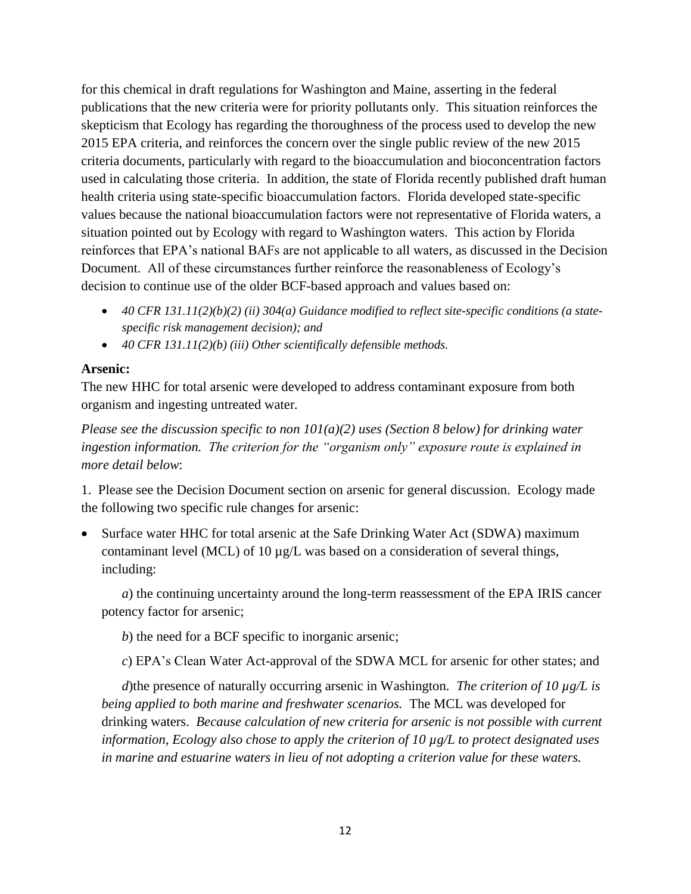for this chemical in draft regulations for Washington and Maine, asserting in the federal publications that the new criteria were for priority pollutants only. This situation reinforces the skepticism that Ecology has regarding the thoroughness of the process used to develop the new 2015 EPA criteria, and reinforces the concern over the single public review of the new 2015 criteria documents, particularly with regard to the bioaccumulation and bioconcentration factors used in calculating those criteria. In addition, the state of Florida recently published draft human health criteria using state-specific bioaccumulation factors. Florida developed state-specific values because the national bioaccumulation factors were not representative of Florida waters, a situation pointed out by Ecology with regard to Washington waters. This action by Florida reinforces that EPA's national BAFs are not applicable to all waters, as discussed in the Decision Document. All of these circumstances further reinforce the reasonableness of Ecology's decision to continue use of the older BCF-based approach and values based on:

- *40 CFR 131.11(2)(b)(2) (ii) 304(a) Guidance modified to reflect site-specific conditions (a state-specific risk management decision); and*
- *40 CFR 131.11(2)(b) (iii) Other scientifically defensible methods.*

**Arsenic:**

The new HHC for total arsenic were developed to address contaminant exposure from both organism and ingesting untreated water.

*Please see the discussion specific to non 101(a)(2) uses (Section 8 below) for drinking water ingestion information. The criterion for the "organism only" exposure route is explained in more detail below*:

1. Please see the Decision Document section on arsenic for general discussion. Ecology made the following two specific rule changes for arsenic:

- Surface water HHC for total arsenic at the Safe Drinking Water Act (SDWA) maximum contaminant level (MCL) of 10 µg/L was based on a consideration of several things, including:

  *a*) the continuing uncertainty around the long-term reassessment of the EPA IRIS cancer potency factor for arsenic;

  *b*) the need for a BCF specific to inorganic arsenic;

  *c*) EPA's Clean Water Act-approval of the SDWA MCL for arsenic for other states; and

  *d*)the presence of naturally occurring arsenic in Washington. *The criterion of 10 µg/L is being applied to both marine and freshwater scenarios.* The MCL was developed for drinking waters. *Because calculation of new criteria for arsenic is not possible with current information, Ecology also chose to apply the criterion of 10 µg/L to protect designated uses in marine and estuarine waters in lieu of not adopting a criterion value for these waters.*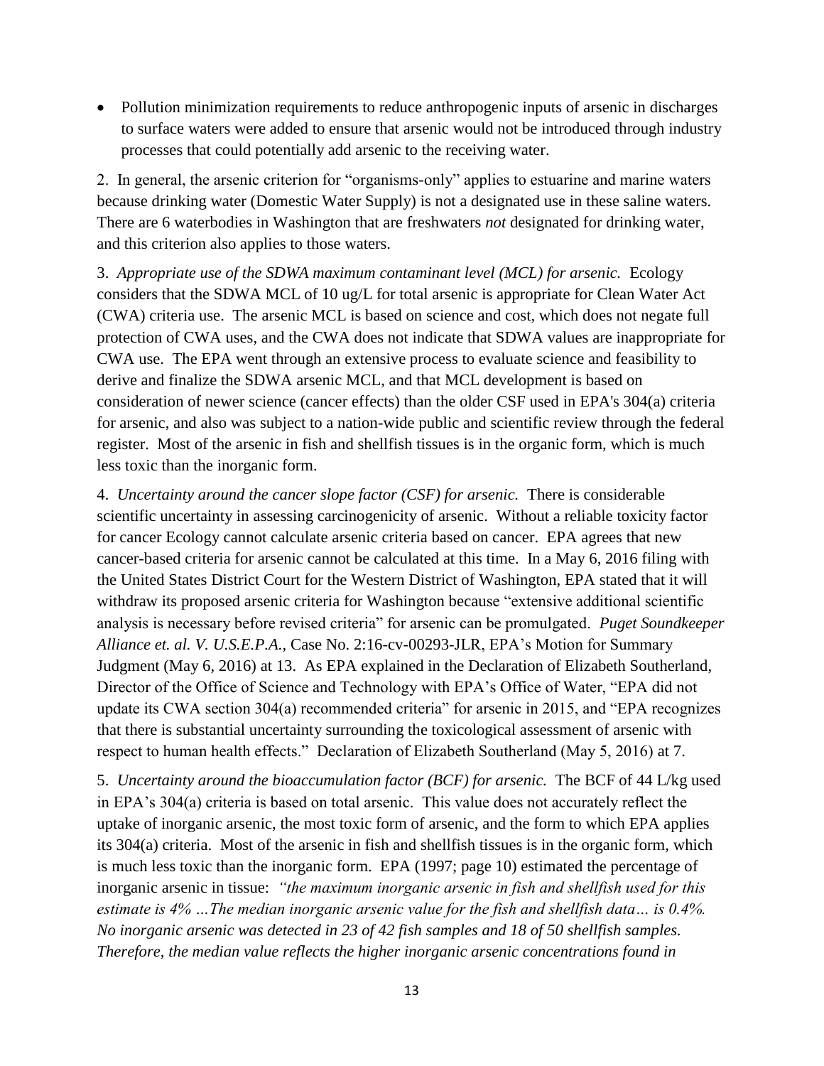- Pollution minimization requirements to reduce anthropogenic inputs of arsenic in discharges to surface waters were added to ensure that arsenic would not be introduced through industry processes that could potentially add arsenic to the receiving water.

2. In general, the arsenic criterion for "organisms-only" applies to estuarine and marine waters because drinking water (Domestic Water Supply) is not a designated use in these saline waters. There are 6 waterbodies in Washington that are freshwaters *not* designated for drinking water, and this criterion also applies to those waters.

3. *Appropriate use of the SDWA maximum contaminant level (MCL) for arsenic.* Ecology considers that the SDWA MCL of 10 ug/L for total arsenic is appropriate for Clean Water Act (CWA) criteria use. The arsenic MCL is based on science and cost, which does not negate full protection of CWA uses, and the CWA does not indicate that SDWA values are inappropriate for CWA use. The EPA went through an extensive process to evaluate science and feasibility to derive and finalize the SDWA arsenic MCL, and that MCL development is based on consideration of newer science (cancer effects) than the older CSF used in EPA's 304(a) criteria for arsenic, and also was subject to a nation-wide public and scientific review through the federal register. Most of the arsenic in fish and shellfish tissues is in the organic form, which is much less toxic than the inorganic form.

4. *Uncertainty around the cancer slope factor (CSF) for arsenic.* There is considerable scientific uncertainty in assessing carcinogenicity of arsenic. Without a reliable toxicity factor for cancer Ecology cannot calculate arsenic criteria based on cancer. EPA agrees that new cancer-based criteria for arsenic cannot be calculated at this time. In a May 6, 2016 filing with the United States District Court for the Western District of Washington, EPA stated that it will withdraw its proposed arsenic criteria for Washington because "extensive additional scientific analysis is necessary before revised criteria" for arsenic can be promulgated. *Puget Soundkeeper Alliance et. al. V. U.S.E.P.A.,* Case No. 2:16-cv-00293-JLR, EPA's Motion for Summary Judgment (May 6, 2016) at 13. As EPA explained in the Declaration of Elizabeth Southerland, Director of the Office of Science and Technology with EPA's Office of Water, "EPA did not update its CWA section 304(a) recommended criteria" for arsenic in 2015, and "EPA recognizes that there is substantial uncertainty surrounding the toxicological assessment of arsenic with respect to human health effects." Declaration of Elizabeth Southerland (May 5, 2016) at 7.

5. *Uncertainty around the bioaccumulation factor (BCF) for arsenic.* The BCF of 44 L/kg used in EPA's 304(a) criteria is based on total arsenic. This value does not accurately reflect the uptake of inorganic arsenic, the most toxic form of arsenic, and the form to which EPA applies its 304(a) criteria. Most of the arsenic in fish and shellfish tissues is in the organic form, which is much less toxic than the inorganic form. EPA (1997; page 10) estimated the percentage of inorganic arsenic in tissue: *"the maximum inorganic arsenic in fish and shellfish used for this estimate is 4% …The median inorganic arsenic value for the fish and shellfish data… is 0.4%. No inorganic arsenic was detected in 23 of 42 fish samples and 18 of 50 shellfish samples. Therefore, the median value reflects the higher inorganic arsenic concentrations found in*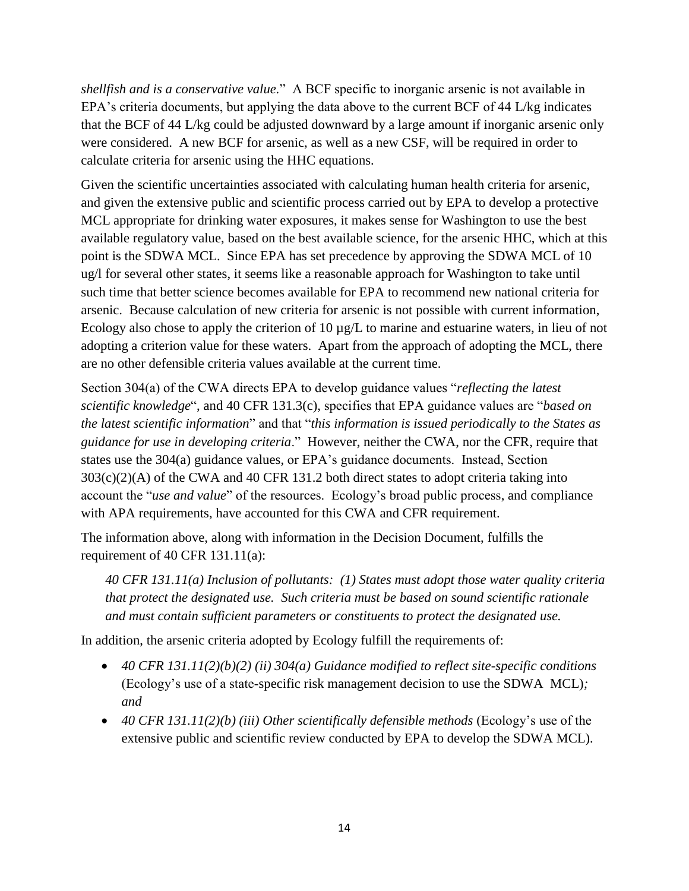*shellfish and is a conservative value*." A BCF specific to inorganic arsenic is not available in EPA's criteria documents, but applying the data above to the current BCF of 44 L/kg indicates that the BCF of 44 L/kg could be adjusted downward by a large amount if inorganic arsenic only were considered. A new BCF for arsenic, as well as a new CSF, will be required in order to calculate criteria for arsenic using the HHC equations.

Given the scientific uncertainties associated with calculating human health criteria for arsenic, and given the extensive public and scientific process carried out by EPA to develop a protective MCL appropriate for drinking water exposures, it makes sense for Washington to use the best available regulatory value, based on the best available science, for the arsenic HHC, which at this point is the SDWA MCL. Since EPA has set precedence by approving the SDWA MCL of 10 ug/l for several other states, it seems like a reasonable approach for Washington to take until such time that better science becomes available for EPA to recommend new national criteria for arsenic. Because calculation of new criteria for arsenic is not possible with current information, Ecology also chose to apply the criterion of 10 µg/L to marine and estuarine waters, in lieu of not adopting a criterion value for these waters. Apart from the approach of adopting the MCL, there are no other defensible criteria values available at the current time.

Section 304(a) of the CWA directs EPA to develop guidance values "*reflecting the latest scientific knowledge*", and 40 CFR 131.3(c), specifies that EPA guidance values are "*based on the latest scientific information*" and that "*this information is issued periodically to the States as guidance for use in developing criteria*." However, neither the CWA, nor the CFR, require that states use the 304(a) guidance values, or EPA's guidance documents. Instead, Section 303(c)(2)(A) of the CWA and 40 CFR 131.2 both direct states to adopt criteria taking into account the "*use and value*" of the resources. Ecology's broad public process, and compliance with APA requirements, have accounted for this CWA and CFR requirement.

The information above, along with information in the Decision Document, fulfills the requirement of 40 CFR 131.11(a):

> *40 CFR 131.11(a) Inclusion of pollutants: (1) States must adopt those water quality criteria that protect the designated use. Such criteria must be based on sound scientific rationale and must contain sufficient parameters or constituents to protect the designated use.*

In addition, the arsenic criteria adopted by Ecology fulfill the requirements of:

- *40 CFR 131.11(2)(b)(2) (ii) 304(a) Guidance modified to reflect site-specific conditions* (Ecology's use of a state-specific risk management decision to use the SDWA MCL)*; and*
- *40 CFR 131.11(2)(b) (iii) Other scientifically defensible methods* (Ecology's use of the extensive public and scientific review conducted by EPA to develop the SDWA MCL).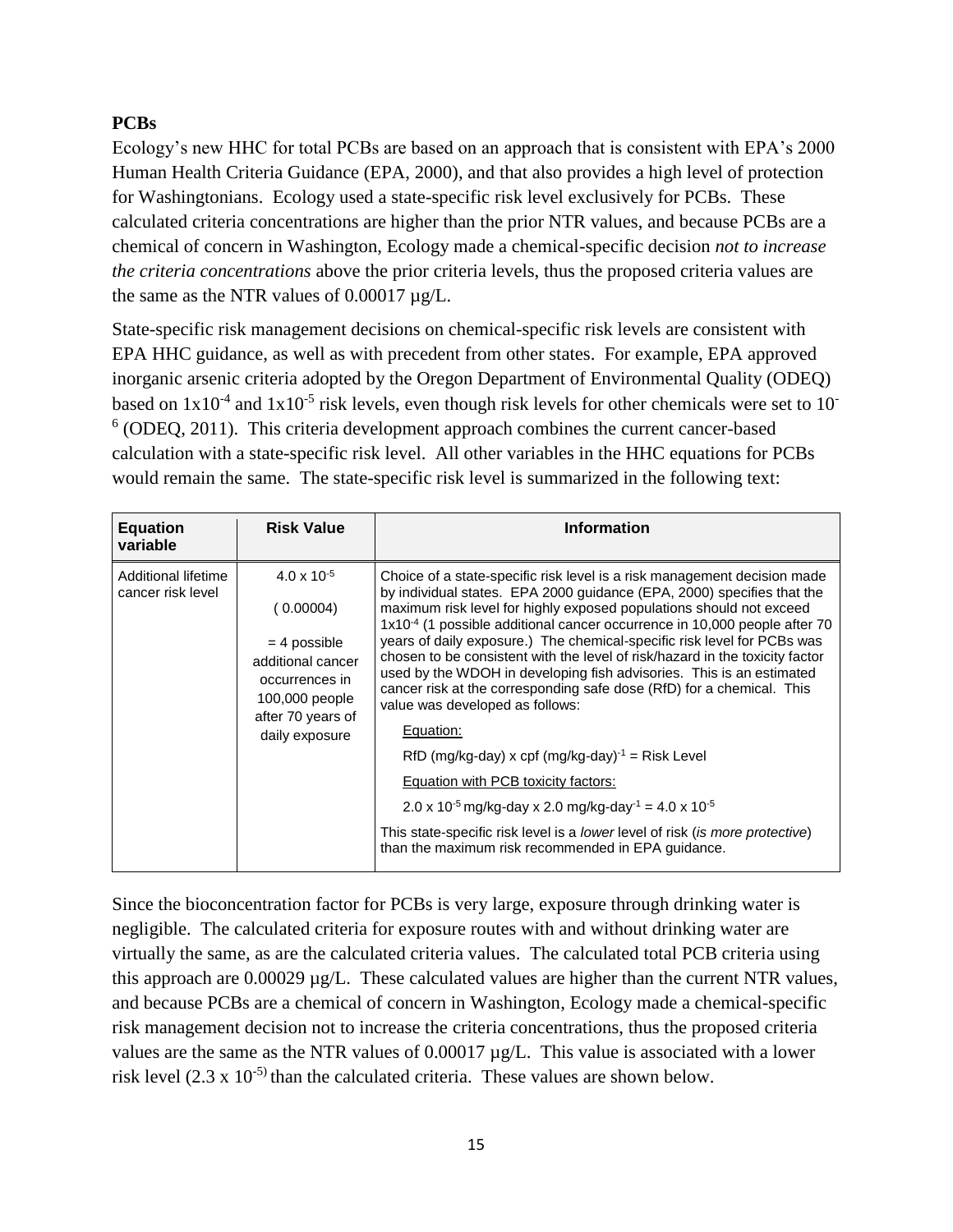**PCBs**

Ecology's new HHC for total PCBs are based on an approach that is consistent with EPA's 2000 Human Health Criteria Guidance (EPA, 2000), and that also provides a high level of protection for Washingtonians. Ecology used a state-specific risk level exclusively for PCBs. These calculated criteria concentrations are higher than the prior NTR values, and because PCBs are a chemical of concern in Washington, Ecology made a chemical-specific decision *not to increase the criteria concentrations* above the prior criteria levels, thus the proposed criteria values are the same as the NTR values of 0.00017 µg/L.

State-specific risk management decisions on chemical-specific risk levels are consistent with EPA HHC guidance, as well as with precedent from other states. For example, EPA approved inorganic arsenic criteria adopted by the Oregon Department of Environmental Quality (ODEQ) based on $1x10^{-4}$ and $1x10^{-5}$ risk levels, even though risk levels for other chemicals were set to $10^{-6}$ (ODEQ, 2011). This criteria development approach combines the current cancer-based calculation with a state-specific risk level. All other variables in the HHC equations for PCBs would remain the same. The state-specific risk level is summarized in the following text:

| Equation variable | Risk Value | Information |
|---|---|---|
| Additional lifetime cancer risk level | $4.0 \times 10^{-5}$ ( 0.00004) = 4 possible additional cancer occurrences in 100,000 people after 70 years of daily exposure | Choice of a state-specific risk level is a risk management decision made by individual states. EPA 2000 guidance (EPA, 2000) specifies that the maximum risk level for highly exposed populations should not exceed $1x10^{-4}$ (1 possible additional cancer occurrence in 10,000 people after 70 years of daily exposure.) The chemical-specific risk level for PCBs was chosen to be consistent with the level of risk/hazard in the toxicity factor used by the WDOH in developing fish advisories. This is an estimated cancer risk at the corresponding safe dose (RfD) for a chemical. This value was developed as follows: <br><br> <u>Equation:</u> <br><br> RfD (mg/kg-day) x cpf $(mg/kg\text{-}day)^{-1}$ = Risk Level <br><br> <u>Equation with PCB toxicity factors:</u> <br><br> $2.0 \times 10^{-5}$ mg/kg-day x 2.0 $mg/kg\text{-}day^{-1}$ = $4.0 \times 10^{-5}$ <br><br> This state-specific risk level is a *lower* level of risk (*is more protective*) than the maximum risk recommended in EPA guidance. |

Since the bioconcentration factor for PCBs is very large, exposure through drinking water is negligible. The calculated criteria for exposure routes with and without drinking water are virtually the same, as are the calculated criteria values. The calculated total PCB criteria using this approach are 0.00029 µg/L. These calculated values are higher than the current NTR values, and because PCBs are a chemical of concern in Washington, Ecology made a chemical-specific risk management decision not to increase the criteria concentrations, thus the proposed criteria values are the same as the NTR values of 0.00017 µg/L. This value is associated with a lower risk level ($2.3 \times 10^{-5}$) than the calculated criteria. These values are shown below.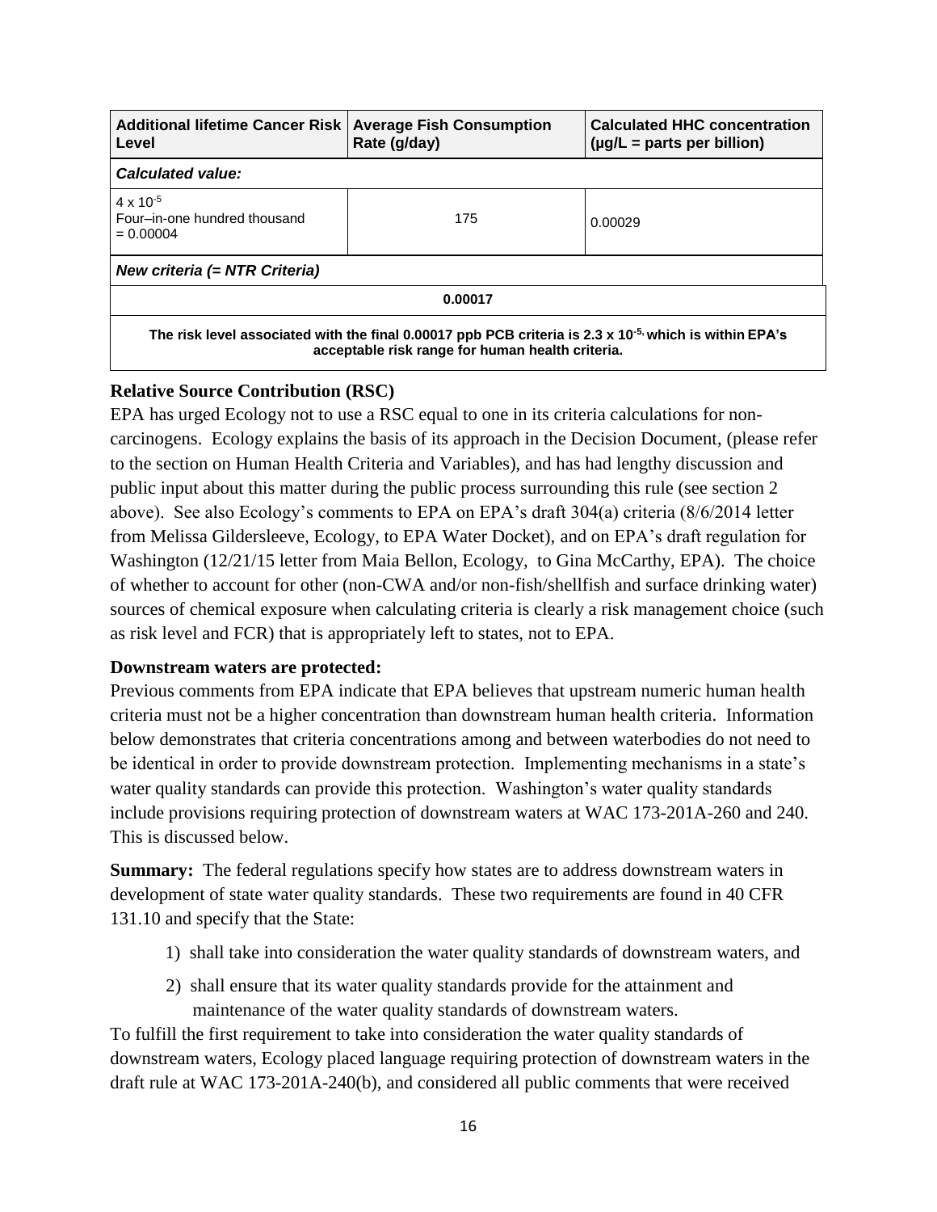| Additional lifetime Cancer Risk Level | Average Fish Consumption Rate (g/day) | Calculated HHC concentration (µg/L = parts per billion) |
|---|---|---|
| ***Calculated value:*** | | |
| $4 \times 10^{-5}$ Four–in-one hundred thousand = 0.00004 | 175 | 0.00029 |
| ***New criteria (= NTR Criteria)*** | | |
| **0.00017** | | |
| **The risk level associated with the final 0.00017 ppb PCB criteria is $2.3 \times 10^{-5}$, which is within EPA's acceptable risk range for human health criteria.** | | |

**Relative Source Contribution (RSC)**

EPA has urged Ecology not to use a RSC equal to one in its criteria calculations for non-carcinogens. Ecology explains the basis of its approach in the Decision Document, (please refer to the section on Human Health Criteria and Variables), and has had lengthy discussion and public input about this matter during the public process surrounding this rule (see section 2 above). See also Ecology's comments to EPA on EPA's draft 304(a) criteria (8/6/2014 letter from Melissa Gildersleeve, Ecology, to EPA Water Docket), and on EPA's draft regulation for Washington (12/21/15 letter from Maia Bellon, Ecology, to Gina McCarthy, EPA). The choice of whether to account for other (non-CWA and/or non-fish/shellfish and surface drinking water) sources of chemical exposure when calculating criteria is clearly a risk management choice (such as risk level and FCR) that is appropriately left to states, not to EPA.

**Downstream waters are protected:**

Previous comments from EPA indicate that EPA believes that upstream numeric human health criteria must not be a higher concentration than downstream human health criteria. Information below demonstrates that criteria concentrations among and between waterbodies do not need to be identical in order to provide downstream protection. Implementing mechanisms in a state's water quality standards can provide this protection. Washington's water quality standards include provisions requiring protection of downstream waters at WAC 173-201A-260 and 240. This is discussed below.

**Summary:** The federal regulations specify how states are to address downstream waters in development of state water quality standards. These two requirements are found in 40 CFR 131.10 and specify that the State:

1) shall take into consideration the water quality standards of downstream waters, and
2) shall ensure that its water quality standards provide for the attainment and maintenance of the water quality standards of downstream waters.

To fulfill the first requirement to take into consideration the water quality standards of downstream waters, Ecology placed language requiring protection of downstream waters in the draft rule at WAC 173-201A-240(b), and considered all public comments that were received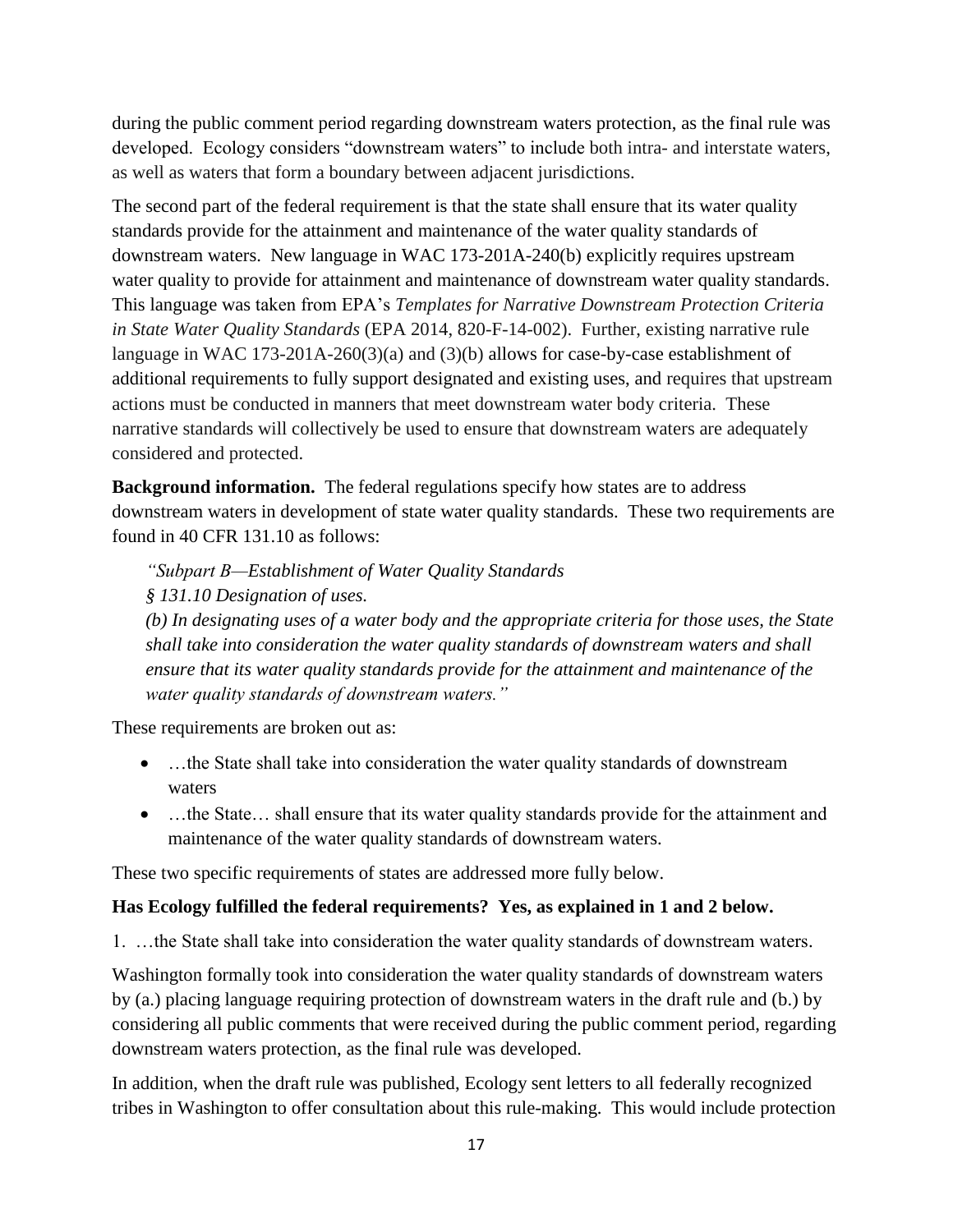during the public comment period regarding downstream waters protection, as the final rule was developed. Ecology considers "downstream waters" to include both intra- and interstate waters, as well as waters that form a boundary between adjacent jurisdictions.

The second part of the federal requirement is that the state shall ensure that its water quality standards provide for the attainment and maintenance of the water quality standards of downstream waters. New language in WAC 173-201A-240(b) explicitly requires upstream water quality to provide for attainment and maintenance of downstream water quality standards. This language was taken from EPA's *Templates for Narrative Downstream Protection Criteria in State Water Quality Standards* (EPA 2014, 820-F-14-002). Further, existing narrative rule language in WAC 173-201A-260(3)(a) and (3)(b) allows for case-by-case establishment of additional requirements to fully support designated and existing uses, and requires that upstream actions must be conducted in manners that meet downstream water body criteria. These narrative standards will collectively be used to ensure that downstream waters are adequately considered and protected.

**Background information.** The federal regulations specify how states are to address downstream waters in development of state water quality standards. These two requirements are found in 40 CFR 131.10 as follows:

> *"Subpart B—Establishment of Water Quality Standards*
> *§ 131.10 Designation of uses.*
> *(b) In designating uses of a water body and the appropriate criteria for those uses, the State shall take into consideration the water quality standards of downstream waters and shall ensure that its water quality standards provide for the attainment and maintenance of the water quality standards of downstream waters."*

These requirements are broken out as:

- …the State shall take into consideration the water quality standards of downstream waters
- …the State… shall ensure that its water quality standards provide for the attainment and maintenance of the water quality standards of downstream waters.

These two specific requirements of states are addressed more fully below.

**Has Ecology fulfilled the federal requirements? Yes, as explained in 1 and 2 below.**

1. …the State shall take into consideration the water quality standards of downstream waters.

Washington formally took into consideration the water quality standards of downstream waters by (a.) placing language requiring protection of downstream waters in the draft rule and (b.) by considering all public comments that were received during the public comment period, regarding downstream waters protection, as the final rule was developed.

In addition, when the draft rule was published, Ecology sent letters to all federally recognized tribes in Washington to offer consultation about this rule-making. This would include protection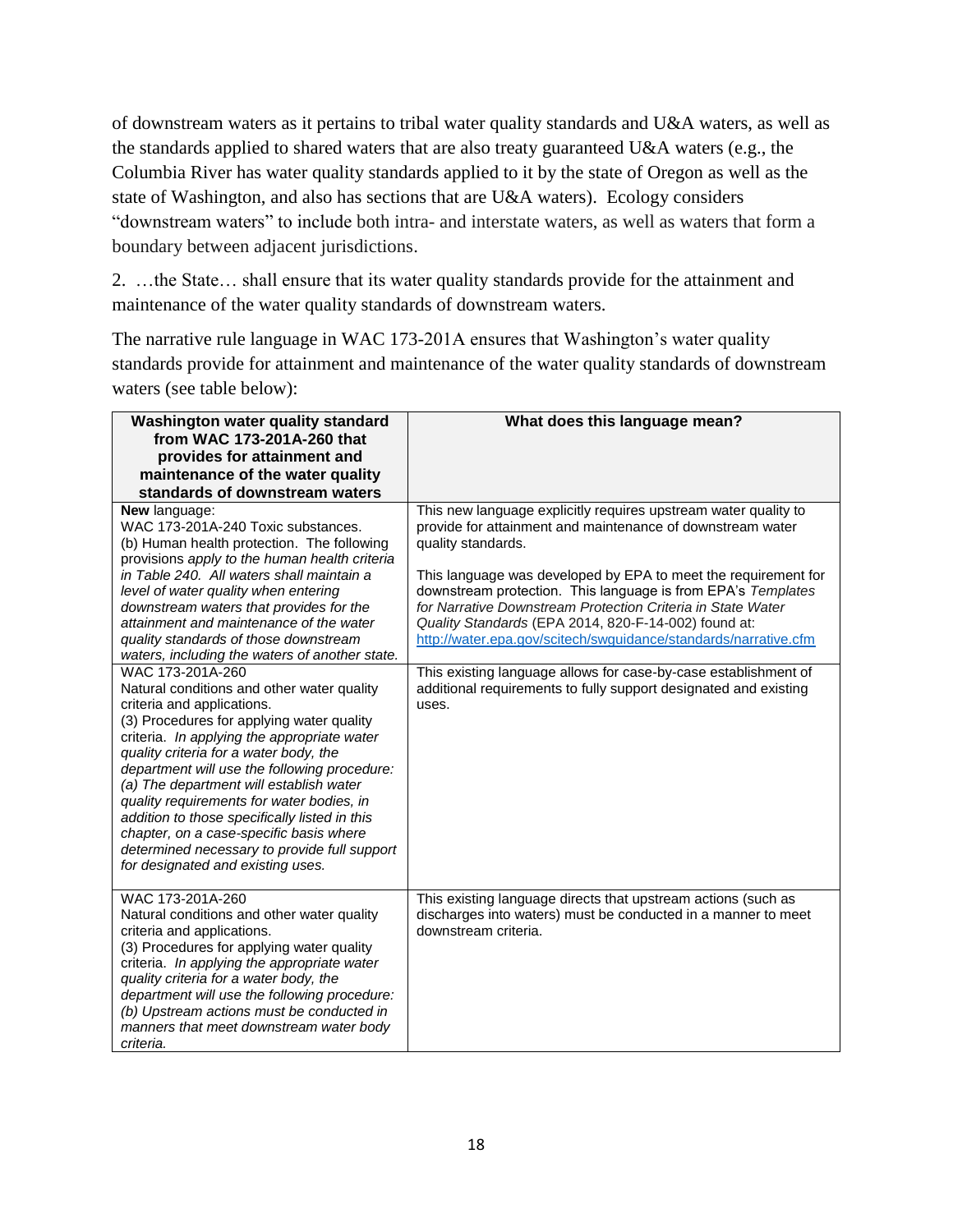of downstream waters as it pertains to tribal water quality standards and U&A waters, as well as the standards applied to shared waters that are also treaty guaranteed U&A waters (e.g., the Columbia River has water quality standards applied to it by the state of Oregon as well as the state of Washington, and also has sections that are U&A waters). Ecology considers "downstream waters" to include both intra- and interstate waters, as well as waters that form a boundary between adjacent jurisdictions.

2. …the State… shall ensure that its water quality standards provide for the attainment and maintenance of the water quality standards of downstream waters.

The narrative rule language in WAC 173-201A ensures that Washington's water quality standards provide for attainment and maintenance of the water quality standards of downstream waters (see table below):

| Washington water quality standard from WAC 173-201A-260 that provides for attainment and maintenance of the water quality standards of downstream waters | What does this language mean? |
|---|---|
| **New** language:<br>WAC 173-201A-240 Toxic substances.<br>(b) Human health protection. The following provisions *apply to the human health criteria in Table 240. All waters shall maintain a level of water quality when entering downstream waters that provides for the attainment and maintenance of the water quality standards of those downstream waters, including the waters of another state.* | This new language explicitly requires upstream water quality to provide for attainment and maintenance of downstream water quality standards.<br><br>This language was developed by EPA to meet the requirement for downstream protection. This language is from EPA's *Templates for Narrative Downstream Protection Criteria in State Water Quality Standards* (EPA 2014, 820-F-14-002) found at: http://water.epa.gov/scitech/swguidance/standards/narrative.cfm |
| WAC 173-201A-260<br>Natural conditions and other water quality criteria and applications.<br>(3) Procedures for applying water quality criteria. *In applying the appropriate water quality criteria for a water body, the department will use the following procedure: (a) The department will establish water quality requirements for water bodies, in addition to those specifically listed in this chapter, on a case-specific basis where determined necessary to provide full support for designated and existing uses.* | This existing language allows for case-by-case establishment of additional requirements to fully support designated and existing uses. |
| WAC 173-201A-260<br>Natural conditions and other water quality criteria and applications.<br>(3) Procedures for applying water quality criteria. *In applying the appropriate water quality criteria for a water body, the department will use the following procedure: (b) Upstream actions must be conducted in manners that meet downstream water body criteria.* | This existing language directs that upstream actions (such as discharges into waters) must be conducted in a manner to meet downstream criteria. |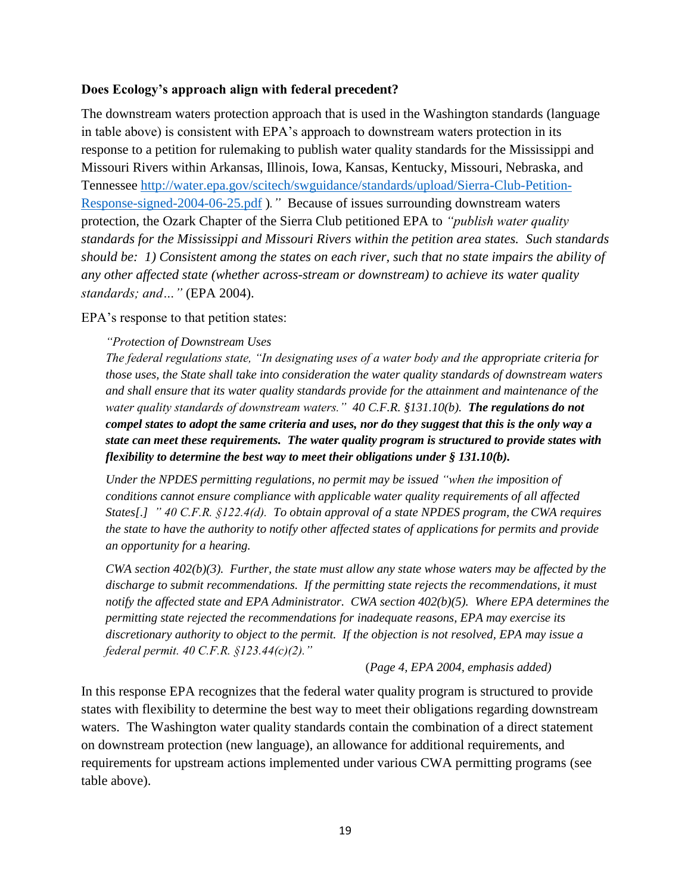**Does Ecology's approach align with federal precedent?**

The downstream waters protection approach that is used in the Washington standards (language in table above) is consistent with EPA's approach to downstream waters protection in its response to a petition for rulemaking to publish water quality standards for the Mississippi and Missouri Rivers within Arkansas, Illinois, Iowa, Kansas, Kentucky, Missouri, Nebraska, and Tennessee [http://water.epa.gov/scitech/swguidance/standards/upload/Sierra-Club-Petition-Response-signed-2004-06-25.pdf](http://water.epa.gov/scitech/swguidance/standards/upload/Sierra-Club-Petition-Response-signed-2004-06-25.pdf) *)."* Because of issues surrounding downstream waters protection, the Ozark Chapter of the Sierra Club petitioned EPA to *"publish water quality standards for the Mississippi and Missouri Rivers within the petition area states. Such standards should be: 1) Consistent among the states on each river, such that no state impairs the ability of any other affected state (whether across-stream or downstream) to achieve its water quality standards; and…"* (EPA 2004).

EPA's response to that petition states:

> *"Protection of Downstream Uses*
> *The federal regulations state, "In designating uses of a water body and the appropriate criteria for those uses, the State shall take into consideration the water quality standards of downstream waters and shall ensure that its water quality standards provide for the attainment and maintenance of the water quality standards of downstream waters." 40 C.F.R. §131.10(b).* ***The regulations do not compel states to adopt the same criteria and uses, nor do they suggest that this is the only way a state can meet these requirements. The water quality program is structured to provide states with flexibility to determine the best way to meet their obligations under § 131.10(b).***
>
> *Under the NPDES permitting regulations, no permit may be issued "when the imposition of conditions cannot ensure compliance with applicable water quality requirements of all affected States[.] " 40 C.F.R. §122.4(d). To obtain approval of a state NPDES program, the CWA requires the state to have the authority to notify other affected states of applications for permits and provide an opportunity for a hearing.*
>
> *CWA section 402(b)(3). Further, the state must allow any state whose waters may be affected by the discharge to submit recommendations. If the permitting state rejects the recommendations, it must notify the affected state and EPA Administrator. CWA section 402(b)(5). Where EPA determines the permitting state rejected the recommendations for inadequate reasons, EPA may exercise its discretionary authority to object to the permit. If the objection is not resolved, EPA may issue a federal permit. 40 C.F.R. §123.44(c)(2)."*
>
> (*Page 4, EPA 2004, emphasis added*)

In this response EPA recognizes that the federal water quality program is structured to provide states with flexibility to determine the best way to meet their obligations regarding downstream waters. The Washington water quality standards contain the combination of a direct statement on downstream protection (new language), an allowance for additional requirements, and requirements for upstream actions implemented under various CWA permitting programs (see table above).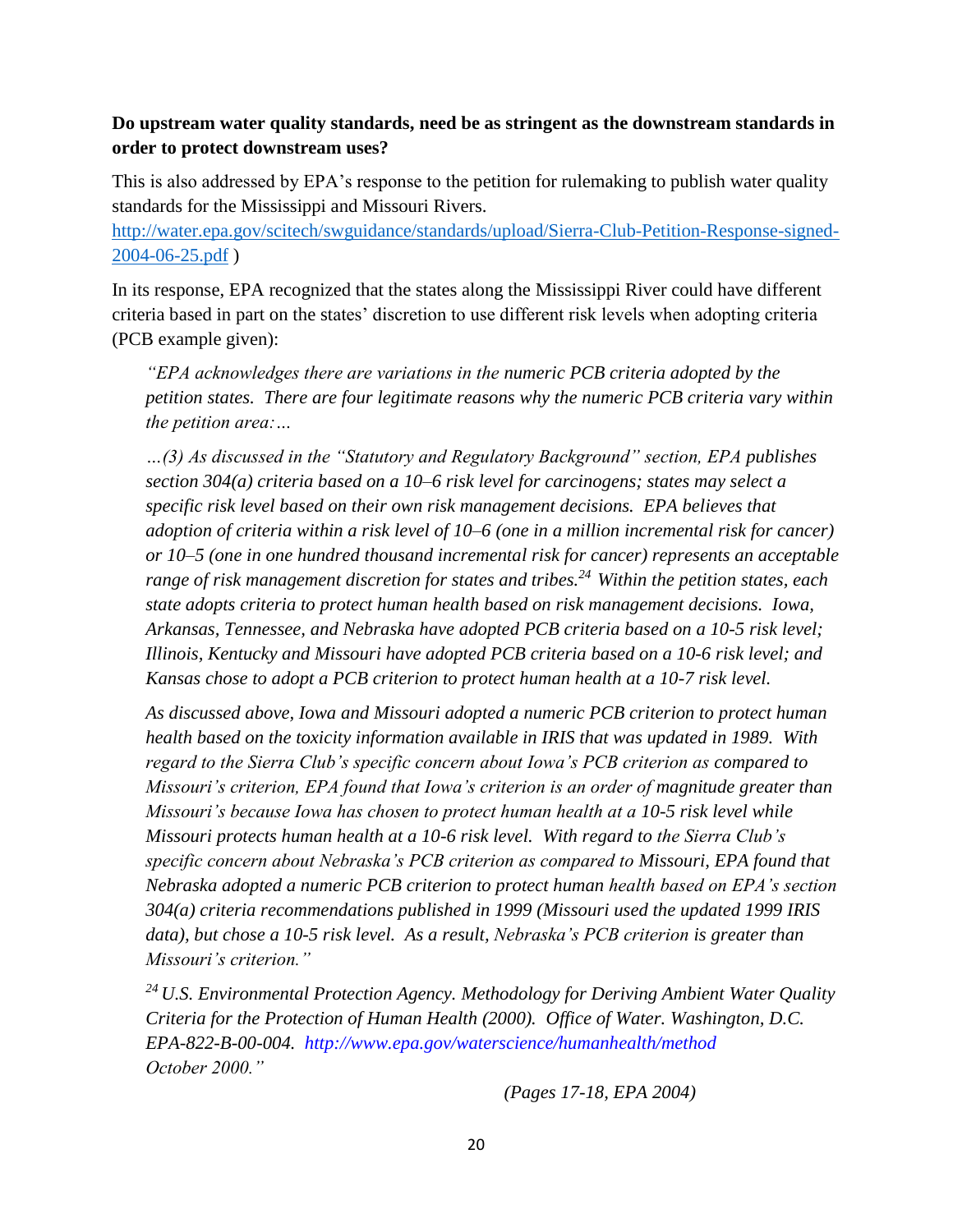**Do upstream water quality standards, need be as stringent as the downstream standards in order to protect downstream uses?**

This is also addressed by EPA's response to the petition for rulemaking to publish water quality standards for the Mississippi and Missouri Rivers. http://water.epa.gov/scitech/swguidance/standards/upload/Sierra-Club-Petition-Response-signed-2004-06-25.pdf )

In its response, EPA recognized that the states along the Mississippi River could have different criteria based in part on the states' discretion to use different risk levels when adopting criteria (PCB example given):

> *"EPA acknowledges there are variations in the numeric PCB criteria adopted by the petition states. There are four legitimate reasons why the numeric PCB criteria vary within the petition area:…*
>
> *…(3) As discussed in the "Statutory and Regulatory Background" section, EPA publishes section 304(a) criteria based on a 10–6 risk level for carcinogens; states may select a specific risk level based on their own risk management decisions. EPA believes that adoption of criteria within a risk level of 10–6 (one in a million incremental risk for cancer) or 10–5 (one in one hundred thousand incremental risk for cancer) represents an acceptable range of risk management discretion for states and tribes.[24] Within the petition states, each state adopts criteria to protect human health based on risk management decisions. Iowa, Arkansas, Tennessee, and Nebraska have adopted PCB criteria based on a 10-5 risk level; Illinois, Kentucky and Missouri have adopted PCB criteria based on a 10-6 risk level; and Kansas chose to adopt a PCB criterion to protect human health at a 10-7 risk level.*
>
> *As discussed above, Iowa and Missouri adopted a numeric PCB criterion to protect human health based on the toxicity information available in IRIS that was updated in 1989. With regard to the Sierra Club's specific concern about Iowa's PCB criterion as compared to Missouri's criterion, EPA found that Iowa's criterion is an order of magnitude greater than Missouri's because Iowa has chosen to protect human health at a 10-5 risk level while Missouri protects human health at a 10-6 risk level. With regard to the Sierra Club's specific concern about Nebraska's PCB criterion as compared to Missouri, EPA found that Nebraska adopted a numeric PCB criterion to protect human health based on EPA's section 304(a) criteria recommendations published in 1999 (Missouri used the updated 1999 IRIS data), but chose a 10-5 risk level. As a result, Nebraska's PCB criterion is greater than Missouri's criterion."*
>
> *[24] U.S. Environmental Protection Agency. Methodology for Deriving Ambient Water Quality Criteria for the Protection of Human Health (2000). Office of Water. Washington, D.C. EPA-822-B-00-004. http://www.epa.gov/waterscience/humanhealth/method October 2000."*
>
> *(Pages 17-18, EPA 2004)*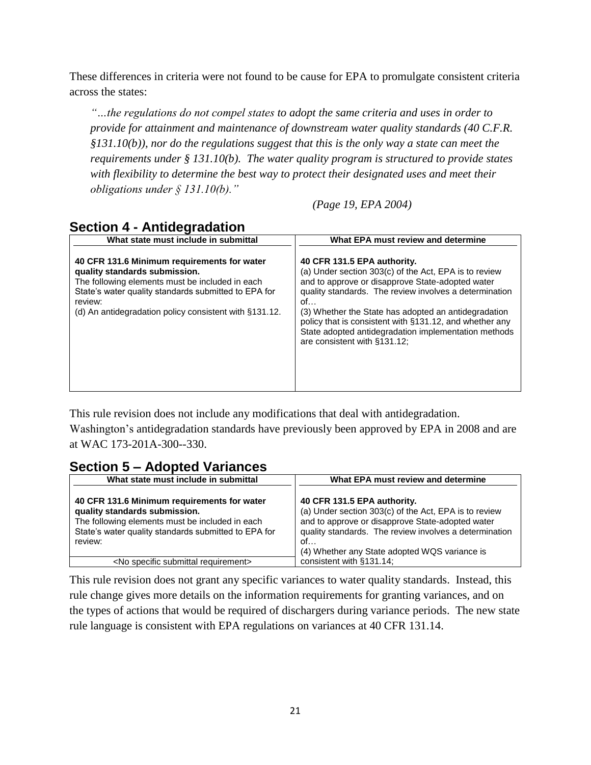These differences in criteria were not found to be cause for EPA to promulgate consistent criteria across the states:

> *"…the regulations do not compel states to adopt the same criteria and uses in order to provide for attainment and maintenance of downstream water quality standards (40 C.F.R. §131.10(b)), nor do the regulations suggest that this is the only way a state can meet the requirements under § 131.10(b). The water quality program is structured to provide states with flexibility to determine the best way to protect their designated uses and meet their obligations under § 131.10(b)."*
>
> *(Page 19, EPA 2004)*

## Section 4 - Antidegradation

| What state must include in submittal | What EPA must review and determine |
|---|---|
| **40 CFR 131.6 Minimum requirements for water quality standards submission.** The following elements must be included in each State's water quality standards submitted to EPA for review: (d) An antidegradation policy consistent with §131.12. | **40 CFR 131.5 EPA authority.** (a) Under section 303(c) of the Act, EPA is to review and to approve or disapprove State-adopted water quality standards. The review involves a determination of… (3) Whether the State has adopted an antidegradation policy that is consistent with §131.12, and whether any State adopted antidegradation implementation methods are consistent with §131.12; |

This rule revision does not include any modifications that deal with antidegradation. Washington's antidegradation standards have previously been approved by EPA in 2008 and are at WAC 173-201A-300--330.

## Section 5 – Adopted Variances

| What state must include in submittal | What EPA must review and determine |
|---|---|
| **40 CFR 131.6 Minimum requirements for water quality standards submission.** The following elements must be included in each State's water quality standards submitted to EPA for review: <No specific submittal requirement> | **40 CFR 131.5 EPA authority.** (a) Under section 303(c) of the Act, EPA is to review and to approve or disapprove State-adopted water quality standards. The review involves a determination of… (4) Whether any State adopted WQS variance is consistent with §131.14; |

This rule revision does not grant any specific variances to water quality standards. Instead, this rule change gives more details on the information requirements for granting variances, and on the types of actions that would be required of dischargers during variance periods. The new state rule language is consistent with EPA regulations on variances at 40 CFR 131.14.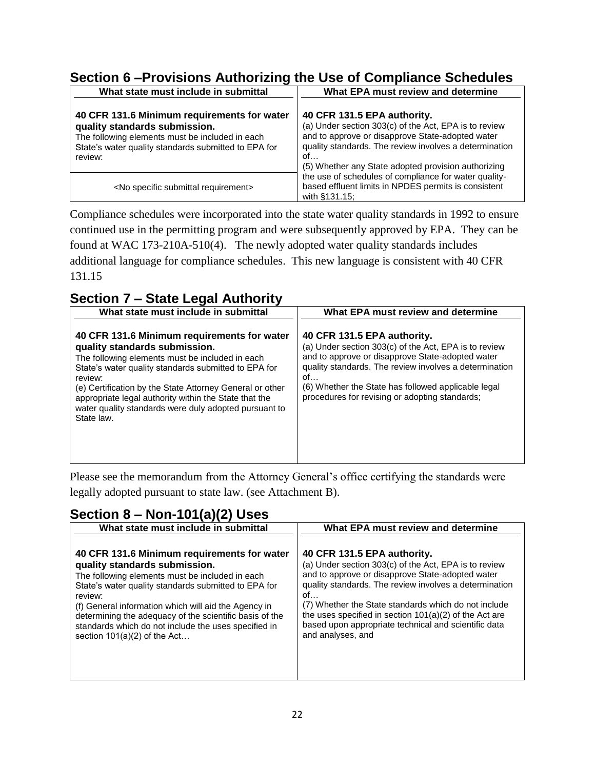## Section 6 –Provisions Authorizing the Use of Compliance Schedules

| What state must include in submittal | What EPA must review and determine |
| --- | --- |
| **40 CFR 131.6 Minimum requirements for water quality standards submission.** The following elements must be included in each State's water quality standards submitted to EPA for review: | **40 CFR 131.5 EPA authority.** (a) Under section 303(c) of the Act, EPA is to review and to approve or disapprove State-adopted water quality standards. The review involves a determination of… (5) Whether any State adopted provision authorizing the use of schedules of compliance for water quality-based effluent limits in NPDES permits is consistent with §131.15; |
| <No specific submittal requirement> | |

Compliance schedules were incorporated into the state water quality standards in 1992 to ensure continued use in the permitting program and were subsequently approved by EPA. They can be found at WAC 173-210A-510(4). The newly adopted water quality standards includes additional language for compliance schedules. This new language is consistent with 40 CFR 131.15

## Section 7 – State Legal Authority

| What state must include in submittal | What EPA must review and determine |
| --- | --- |
| **40 CFR 131.6 Minimum requirements for water quality standards submission.** The following elements must be included in each State's water quality standards submitted to EPA for review: (e) Certification by the State Attorney General or other appropriate legal authority within the State that the water quality standards were duly adopted pursuant to State law. | **40 CFR 131.5 EPA authority.** (a) Under section 303(c) of the Act, EPA is to review and to approve or disapprove State-adopted water quality standards. The review involves a determination of… (6) Whether the State has followed applicable legal procedures for revising or adopting standards; |

Please see the memorandum from the Attorney General's office certifying the standards were legally adopted pursuant to state law. (see Attachment B).

## Section 8 – Non-101(a)(2) Uses

| What state must include in submittal | What EPA must review and determine |
| --- | --- |
| **40 CFR 131.6 Minimum requirements for water quality standards submission.** The following elements must be included in each State's water quality standards submitted to EPA for review: (f) General information which will aid the Agency in determining the adequacy of the scientific basis of the standards which do not include the uses specified in section 101(a)(2) of the Act… | **40 CFR 131.5 EPA authority.** (a) Under section 303(c) of the Act, EPA is to review and to approve or disapprove State-adopted water quality standards. The review involves a determination of… (7) Whether the State standards which do not include the uses specified in section 101(a)(2) of the Act are based upon appropriate technical and scientific data and analyses, and |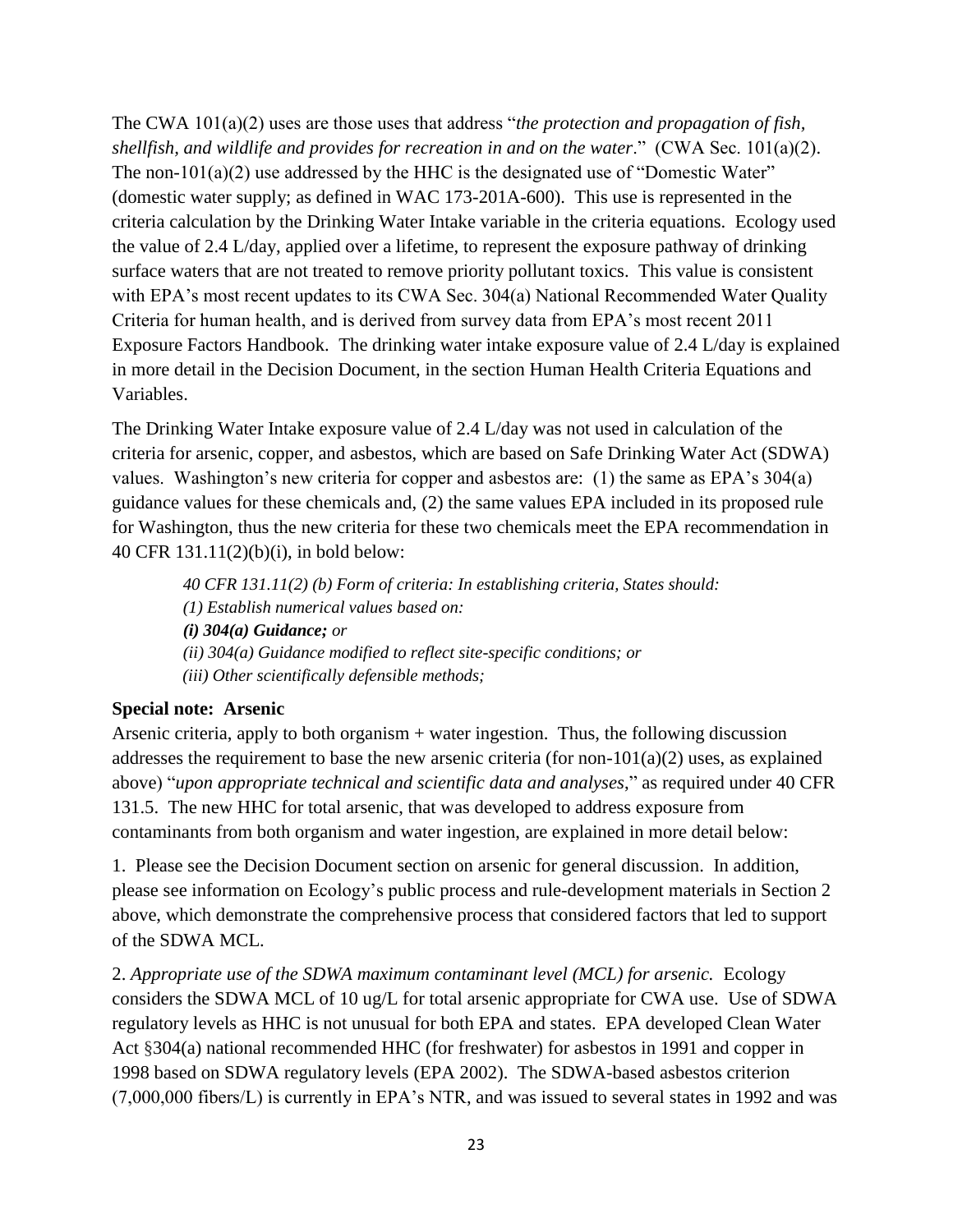The CWA 101(a)(2) uses are those uses that address "*the protection and propagation of fish, shellfish, and wildlife and provides for recreation in and on the water*." (CWA Sec. 101(a)(2). The non-101(a)(2) use addressed by the HHC is the designated use of "Domestic Water" (domestic water supply; as defined in WAC 173-201A-600). This use is represented in the criteria calculation by the Drinking Water Intake variable in the criteria equations. Ecology used the value of 2.4 L/day, applied over a lifetime, to represent the exposure pathway of drinking surface waters that are not treated to remove priority pollutant toxics. This value is consistent with EPA's most recent updates to its CWA Sec. 304(a) National Recommended Water Quality Criteria for human health, and is derived from survey data from EPA's most recent 2011 Exposure Factors Handbook. The drinking water intake exposure value of 2.4 L/day is explained in more detail in the Decision Document, in the section Human Health Criteria Equations and Variables.

The Drinking Water Intake exposure value of 2.4 L/day was not used in calculation of the criteria for arsenic, copper, and asbestos, which are based on Safe Drinking Water Act (SDWA) values. Washington's new criteria for copper and asbestos are: (1) the same as EPA's 304(a) guidance values for these chemicals and, (2) the same values EPA included in its proposed rule for Washington, thus the new criteria for these two chemicals meet the EPA recommendation in 40 CFR 131.11(2)(b)(i), in bold below:

> *40 CFR 131.11(2) (b) Form of criteria: In establishing criteria, States should:*
> *(1) Establish numerical values based on:*
> ***(i) 304(a) Guidance;*** *or*
> *(ii) 304(a) Guidance modified to reflect site-specific conditions; or*
> *(iii) Other scientifically defensible methods;*

**Special note: Arsenic**

Arsenic criteria, apply to both organism + water ingestion. Thus, the following discussion addresses the requirement to base the new arsenic criteria (for non-101(a)(2) uses, as explained above) "*upon appropriate technical and scientific data and analyses*," as required under 40 CFR 131.5. The new HHC for total arsenic, that was developed to address exposure from contaminants from both organism and water ingestion, are explained in more detail below:

1. Please see the Decision Document section on arsenic for general discussion. In addition, please see information on Ecology's public process and rule-development materials in Section 2 above, which demonstrate the comprehensive process that considered factors that led to support of the SDWA MCL.

2. *Appropriate use of the SDWA maximum contaminant level (MCL) for arsenic.* Ecology considers the SDWA MCL of 10 ug/L for total arsenic appropriate for CWA use. Use of SDWA regulatory levels as HHC is not unusual for both EPA and states. EPA developed Clean Water Act §304(a) national recommended HHC (for freshwater) for asbestos in 1991 and copper in 1998 based on SDWA regulatory levels (EPA 2002). The SDWA-based asbestos criterion (7,000,000 fibers/L) is currently in EPA's NTR, and was issued to several states in 1992 and was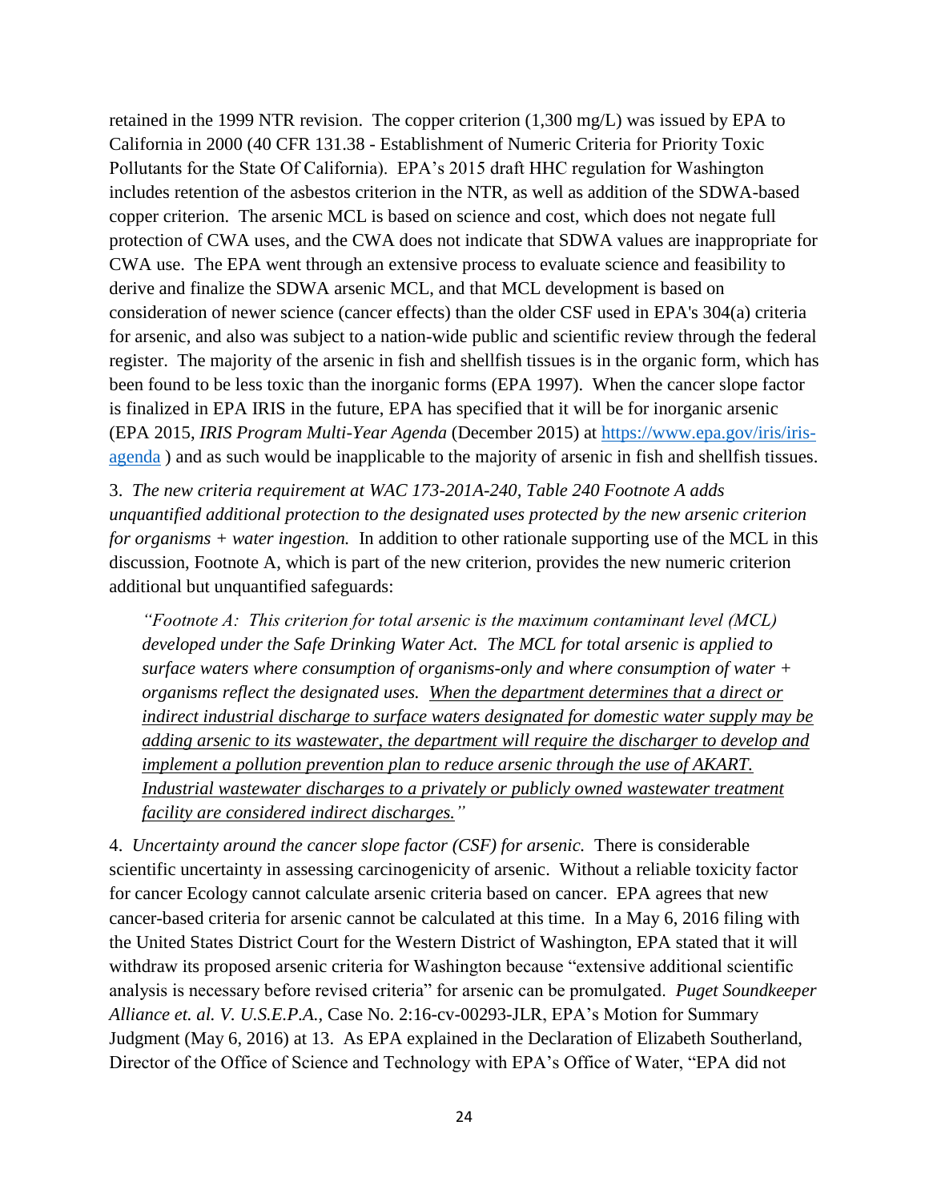retained in the 1999 NTR revision. The copper criterion (1,300 mg/L) was issued by EPA to California in 2000 (40 CFR 131.38 - Establishment of Numeric Criteria for Priority Toxic Pollutants for the State Of California). EPA's 2015 draft HHC regulation for Washington includes retention of the asbestos criterion in the NTR, as well as addition of the SDWA-based copper criterion. The arsenic MCL is based on science and cost, which does not negate full protection of CWA uses, and the CWA does not indicate that SDWA values are inappropriate for CWA use. The EPA went through an extensive process to evaluate science and feasibility to derive and finalize the SDWA arsenic MCL, and that MCL development is based on consideration of newer science (cancer effects) than the older CSF used in EPA's 304(a) criteria for arsenic, and also was subject to a nation-wide public and scientific review through the federal register. The majority of the arsenic in fish and shellfish tissues is in the organic form, which has been found to be less toxic than the inorganic forms (EPA 1997). When the cancer slope factor is finalized in EPA IRIS in the future, EPA has specified that it will be for inorganic arsenic (EPA 2015, *IRIS Program Multi-Year Agenda* (December 2015) at [https://www.epa.gov/iris/iris-agenda](https://www.epa.gov/iris/iris-agenda) ) and as such would be inapplicable to the majority of arsenic in fish and shellfish tissues.

3. *The new criteria requirement at WAC 173-201A-240, Table 240 Footnote A adds unquantified additional protection to the designated uses protected by the new arsenic criterion for organisms + water ingestion.* In addition to other rationale supporting use of the MCL in this discussion, Footnote A, which is part of the new criterion, provides the new numeric criterion additional but unquantified safeguards:

> *"Footnote A: This criterion for total arsenic is the maximum contaminant level (MCL) developed under the Safe Drinking Water Act. The MCL for total arsenic is applied to surface waters where consumption of organisms-only and where consumption of water + organisms reflect the designated uses. <u>When the department determines that a direct or indirect industrial discharge to surface waters designated for domestic water supply may be adding arsenic to its wastewater, the department will require the discharger to develop and implement a pollution prevention plan to reduce arsenic through the use of AKART. Industrial wastewater discharges to a privately or publicly owned wastewater treatment facility are considered indirect discharges.</u>"*

4. *Uncertainty around the cancer slope factor (CSF) for arsenic.* There is considerable scientific uncertainty in assessing carcinogenicity of arsenic. Without a reliable toxicity factor for cancer Ecology cannot calculate arsenic criteria based on cancer. EPA agrees that new cancer-based criteria for arsenic cannot be calculated at this time. In a May 6, 2016 filing with the United States District Court for the Western District of Washington, EPA stated that it will withdraw its proposed arsenic criteria for Washington because "extensive additional scientific analysis is necessary before revised criteria" for arsenic can be promulgated. *Puget Soundkeeper Alliance et. al. V. U.S.E.P.A.*, Case No. 2:16-cv-00293-JLR, EPA's Motion for Summary Judgment (May 6, 2016) at 13. As EPA explained in the Declaration of Elizabeth Southerland, Director of the Office of Science and Technology with EPA's Office of Water, "EPA did not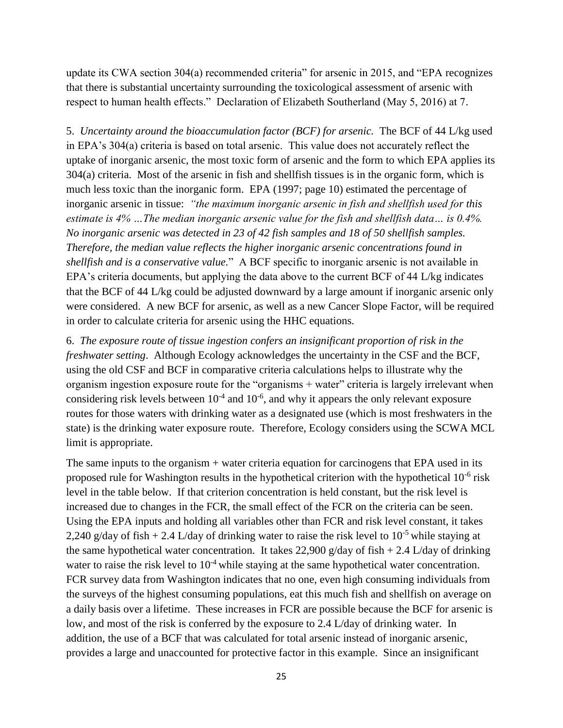update its CWA section 304(a) recommended criteria" for arsenic in 2015, and "EPA recognizes that there is substantial uncertainty surrounding the toxicological assessment of arsenic with respect to human health effects." Declaration of Elizabeth Southerland (May 5, 2016) at 7.

5. *Uncertainty around the bioaccumulation factor (BCF) for arsenic.* The BCF of 44 L/kg used in EPA's 304(a) criteria is based on total arsenic. This value does not accurately reflect the uptake of inorganic arsenic, the most toxic form of arsenic and the form to which EPA applies its 304(a) criteria. Most of the arsenic in fish and shellfish tissues is in the organic form, which is much less toxic than the inorganic form. EPA (1997; page 10) estimated the percentage of inorganic arsenic in tissue: *"the maximum inorganic arsenic in fish and shellfish used for this estimate is 4% …The median inorganic arsenic value for the fish and shellfish data… is 0.4%. No inorganic arsenic was detected in 23 of 42 fish samples and 18 of 50 shellfish samples. Therefore, the median value reflects the higher inorganic arsenic concentrations found in shellfish and is a conservative value.*" A BCF specific to inorganic arsenic is not available in EPA's criteria documents, but applying the data above to the current BCF of 44 L/kg indicates that the BCF of 44 L/kg could be adjusted downward by a large amount if inorganic arsenic only were considered. A new BCF for arsenic, as well as a new Cancer Slope Factor, will be required in order to calculate criteria for arsenic using the HHC equations.

6. *The exposure route of tissue ingestion confers an insignificant proportion of risk in the freshwater setting*. Although Ecology acknowledges the uncertainty in the CSF and the BCF, using the old CSF and BCF in comparative criteria calculations helps to illustrate why the organism ingestion exposure route for the "organisms + water" criteria is largely irrelevant when considering risk levels between $10^{-4}$ and $10^{-6}$, and why it appears the only relevant exposure routes for those waters with drinking water as a designated use (which is most freshwaters in the state) is the drinking water exposure route. Therefore, Ecology considers using the SCWA MCL limit is appropriate.

The same inputs to the organism + water criteria equation for carcinogens that EPA used in its proposed rule for Washington results in the hypothetical criterion with the hypothetical $10^{-6}$ risk level in the table below. If that criterion concentration is held constant, but the risk level is increased due to changes in the FCR, the small effect of the FCR on the criteria can be seen. Using the EPA inputs and holding all variables other than FCR and risk level constant, it takes 2,240 g/day of fish + 2.4 L/day of drinking water to raise the risk level to $10^{-5}$ while staying at the same hypothetical water concentration. It takes 22,900 g/day of fish + 2.4 L/day of drinking water to raise the risk level to $10^{-4}$ while staying at the same hypothetical water concentration. FCR survey data from Washington indicates that no one, even high consuming individuals from the surveys of the highest consuming populations, eat this much fish and shellfish on average on a daily basis over a lifetime. These increases in FCR are possible because the BCF for arsenic is low, and most of the risk is conferred by the exposure to 2.4 L/day of drinking water. In addition, the use of a BCF that was calculated for total arsenic instead of inorganic arsenic, provides a large and unaccounted for protective factor in this example. Since an insignificant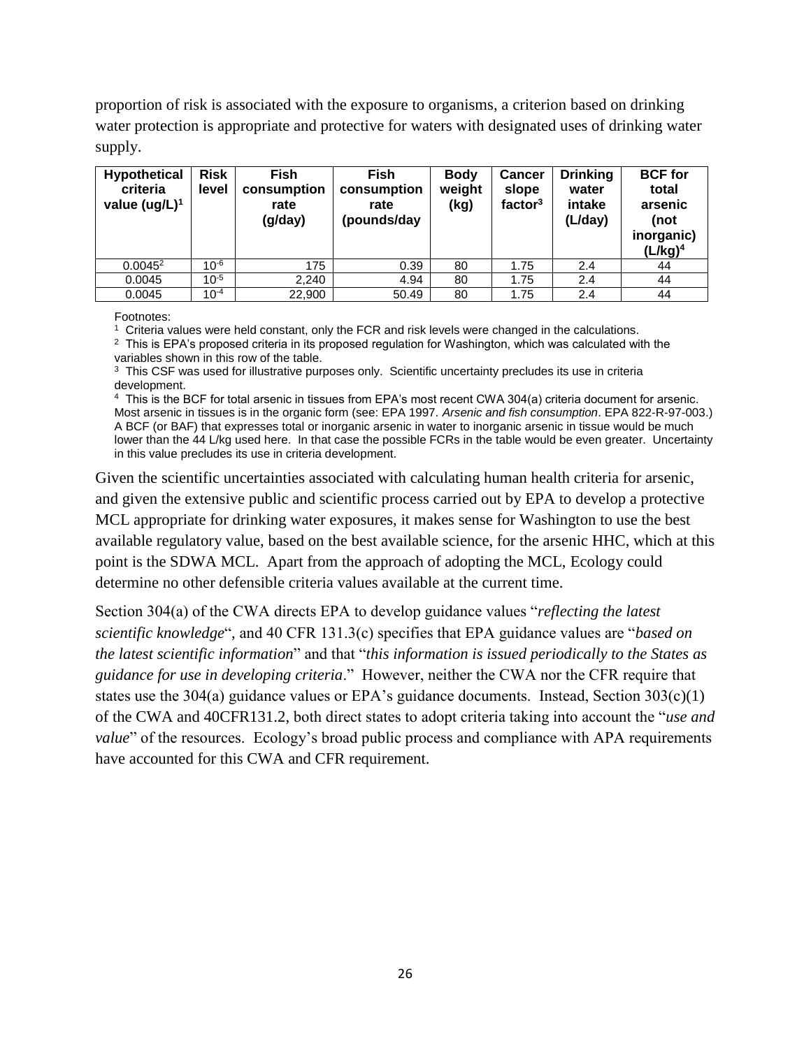proportion of risk is associated with the exposure to organisms, a criterion based on drinking water protection is appropriate and protective for waters with designated uses of drinking water supply.

| Hypothetical criteria value (ug/L)[1] | Risk level | Fish consumption rate (g/day) | Fish consumption rate (pounds/day | Body weight (kg) | Cancer slope factor[3] | Drinking water intake (L/day) | BCF for total arsenic (not inorganic) (L/kg)[4] |
|---|---|---|---|---|---|---|---|
| 0.0045[2] | $10^{-6}$ | 175 | 0.39 | 80 | 1.75 | 2.4 | 44 |
| 0.0045 | $10^{-5}$ | 2,240 | 4.94 | 80 | 1.75 | 2.4 | 44 |
| 0.0045 | $10^{-4}$ | 22,900 | 50.49 | 80 | 1.75 | 2.4 | 44 |

Footnotes:

[1] Criteria values were held constant, only the FCR and risk levels were changed in the calculations.

[2] This is EPA's proposed criteria in its proposed regulation for Washington, which was calculated with the variables shown in this row of the table.

[3] This CSF was used for illustrative purposes only. Scientific uncertainty precludes its use in criteria development.

[4] This is the BCF for total arsenic in tissues from EPA's most recent CWA 304(a) criteria document for arsenic. Most arsenic in tissues is in the organic form (see: EPA 1997. *Arsenic and fish consumption*. EPA 822-R-97-003.) A BCF (or BAF) that expresses total or inorganic arsenic in water to inorganic arsenic in tissue would be much lower than the 44 L/kg used here. In that case the possible FCRs in the table would be even greater. Uncertainty in this value precludes its use in criteria development.

Given the scientific uncertainties associated with calculating human health criteria for arsenic, and given the extensive public and scientific process carried out by EPA to develop a protective MCL appropriate for drinking water exposures, it makes sense for Washington to use the best available regulatory value, based on the best available science, for the arsenic HHC, which at this point is the SDWA MCL. Apart from the approach of adopting the MCL, Ecology could determine no other defensible criteria values available at the current time.

Section 304(a) of the CWA directs EPA to develop guidance values "*reflecting the latest scientific knowledge*", and 40 CFR 131.3(c) specifies that EPA guidance values are "*based on the latest scientific information*" and that "*this information is issued periodically to the States as guidance for use in developing criteria*." However, neither the CWA nor the CFR require that states use the 304(a) guidance values or EPA's guidance documents. Instead, Section 303(c)(1) of the CWA and 40CFR131.2, both direct states to adopt criteria taking into account the "*use and value*" of the resources. Ecology's broad public process and compliance with APA requirements have accounted for this CWA and CFR requirement.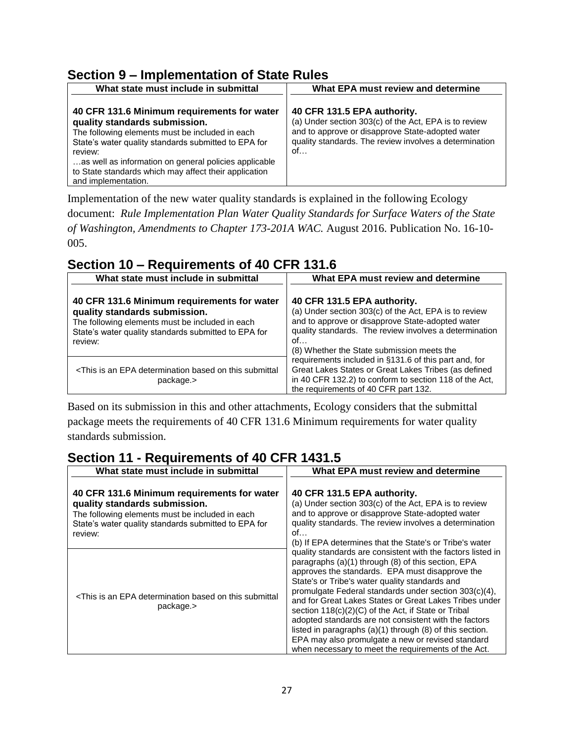## Section 9 – Implementation of State Rules

| What state must include in submittal | What EPA must review and determine |
|---|---|
| **40 CFR 131.6 Minimum requirements for water quality standards submission.**<br>The following elements must be included in each State's water quality standards submitted to EPA for review:<br>…as well as information on general policies applicable to State standards which may affect their application and implementation. | **40 CFR 131.5 EPA authority.**<br>(a) Under section 303(c) of the Act, EPA is to review and to approve or disapprove State-adopted water quality standards. The review involves a determination of… |

Implementation of the new water quality standards is explained in the following Ecology document: *Rule Implementation Plan Water Quality Standards for Surface Waters of the State of Washington, Amendments to Chapter 173-201A WAC.* August 2016. Publication No. 16-10-005.

## Section 10 – Requirements of 40 CFR 131.6

| What state must include in submittal | What EPA must review and determine |
|---|---|
| **40 CFR 131.6 Minimum requirements for water quality standards submission.**<br>The following elements must be included in each State's water quality standards submitted to EPA for review: | **40 CFR 131.5 EPA authority.**<br>(a) Under section 303(c) of the Act, EPA is to review and to approve or disapprove State-adopted water quality standards. The review involves a determination of…<br>(8) Whether the State submission meets the requirements included in §131.6 of this part and, for Great Lakes States or Great Lakes Tribes (as defined in 40 CFR 132.2) to conform to section 118 of the Act, the requirements of 40 CFR part 132. |
| <This is an EPA determination based on this submittal package.> | |

Based on its submission in this and other attachments, Ecology considers that the submittal package meets the requirements of 40 CFR 131.6 Minimum requirements for water quality standards submission.

## Section 11 - Requirements of 40 CFR 1431.5

| What state must include in submittal | What EPA must review and determine |
|---|---|
| **40 CFR 131.6 Minimum requirements for water quality standards submission.**<br>The following elements must be included in each State's water quality standards submitted to EPA for review: | **40 CFR 131.5 EPA authority.**<br>(a) Under section 303(c) of the Act, EPA is to review and to approve or disapprove State-adopted water quality standards. The review involves a determination of…<br>(b) If EPA determines that the State's or Tribe's water quality standards are consistent with the factors listed in paragraphs (a)(1) through (8) of this section, EPA approves the standards. EPA must disapprove the State's or Tribe's water quality standards and promulgate Federal standards under section 303(c)(4), and for Great Lakes States or Great Lakes Tribes under section 118(c)(2)(C) of the Act, if State or Tribal adopted standards are not consistent with the factors listed in paragraphs (a)(1) through (8) of this section. EPA may also promulgate a new or revised standard when necessary to meet the requirements of the Act. |
| <This is an EPA determination based on this submittal package.> | |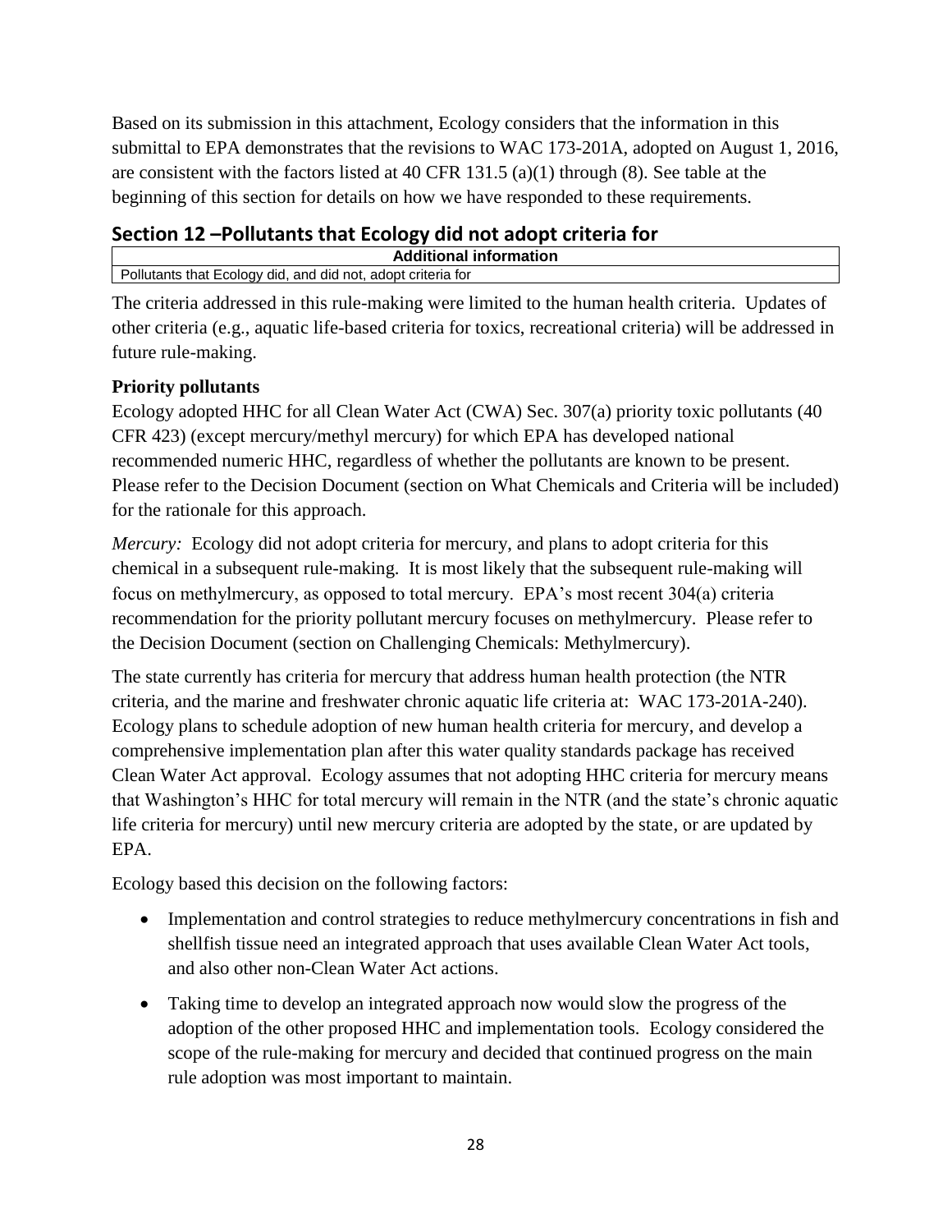Based on its submission in this attachment, Ecology considers that the information in this submittal to EPA demonstrates that the revisions to WAC 173-201A, adopted on August 1, 2016, are consistent with the factors listed at 40 CFR 131.5 (a)(1) through (8). See table at the beginning of this section for details on how we have responded to these requirements.

## Section 12 –Pollutants that Ecology did not adopt criteria for

| Additional information |
|---|
| Pollutants that Ecology did, and did not, adopt criteria for |

The criteria addressed in this rule-making were limited to the human health criteria. Updates of other criteria (e.g., aquatic life-based criteria for toxics, recreational criteria) will be addressed in future rule-making.

**Priority pollutants**

Ecology adopted HHC for all Clean Water Act (CWA) Sec. 307(a) priority toxic pollutants (40 CFR 423) (except mercury/methyl mercury) for which EPA has developed national recommended numeric HHC, regardless of whether the pollutants are known to be present. Please refer to the Decision Document (section on What Chemicals and Criteria will be included) for the rationale for this approach.

*Mercury:* Ecology did not adopt criteria for mercury, and plans to adopt criteria for this chemical in a subsequent rule-making. It is most likely that the subsequent rule-making will focus on methylmercury, as opposed to total mercury. EPA's most recent 304(a) criteria recommendation for the priority pollutant mercury focuses on methylmercury. Please refer to the Decision Document (section on Challenging Chemicals: Methylmercury).

The state currently has criteria for mercury that address human health protection (the NTR criteria, and the marine and freshwater chronic aquatic life criteria at: WAC 173-201A-240). Ecology plans to schedule adoption of new human health criteria for mercury, and develop a comprehensive implementation plan after this water quality standards package has received Clean Water Act approval. Ecology assumes that not adopting HHC criteria for mercury means that Washington's HHC for total mercury will remain in the NTR (and the state's chronic aquatic life criteria for mercury) until new mercury criteria are adopted by the state, or are updated by EPA.

Ecology based this decision on the following factors:

- Implementation and control strategies to reduce methylmercury concentrations in fish and shellfish tissue need an integrated approach that uses available Clean Water Act tools, and also other non-Clean Water Act actions.
- Taking time to develop an integrated approach now would slow the progress of the adoption of the other proposed HHC and implementation tools. Ecology considered the scope of the rule-making for mercury and decided that continued progress on the main rule adoption was most important to maintain.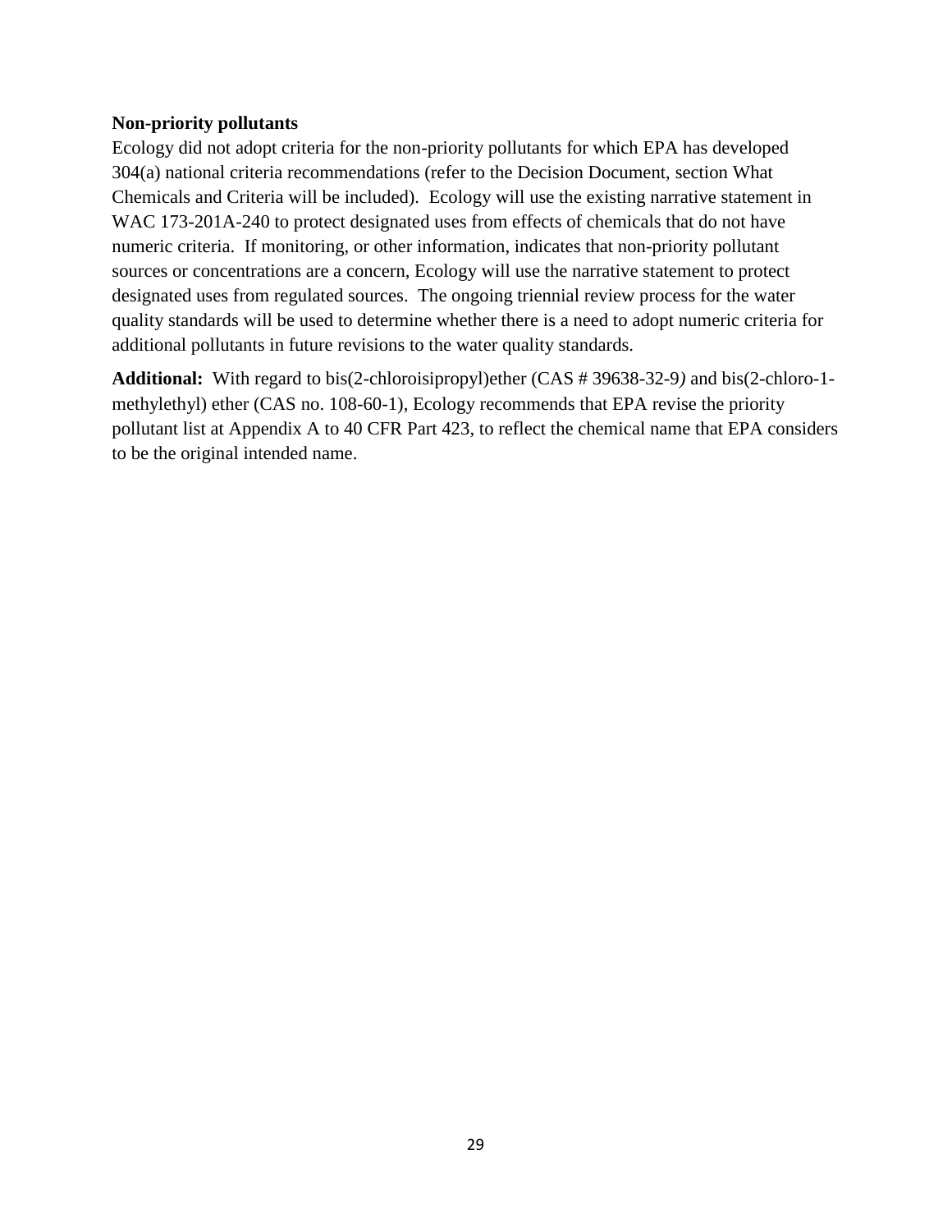**Non-priority pollutants**

Ecology did not adopt criteria for the non-priority pollutants for which EPA has developed 304(a) national criteria recommendations (refer to the Decision Document, section What Chemicals and Criteria will be included). Ecology will use the existing narrative statement in WAC 173-201A-240 to protect designated uses from effects of chemicals that do not have numeric criteria. If monitoring, or other information, indicates that non-priority pollutant sources or concentrations are a concern, Ecology will use the narrative statement to protect designated uses from regulated sources. The ongoing triennial review process for the water quality standards will be used to determine whether there is a need to adopt numeric criteria for additional pollutants in future revisions to the water quality standards.

**Additional:** With regard to bis(2-chloroisipropyl)ether (CAS # 39638-32-9*)* and bis(2-chloro-1-methylethyl) ether (CAS no. 108-60-1), Ecology recommends that EPA revise the priority pollutant list at Appendix A to 40 CFR Part 423, to reflect the chemical name that EPA considers to be the original intended name.